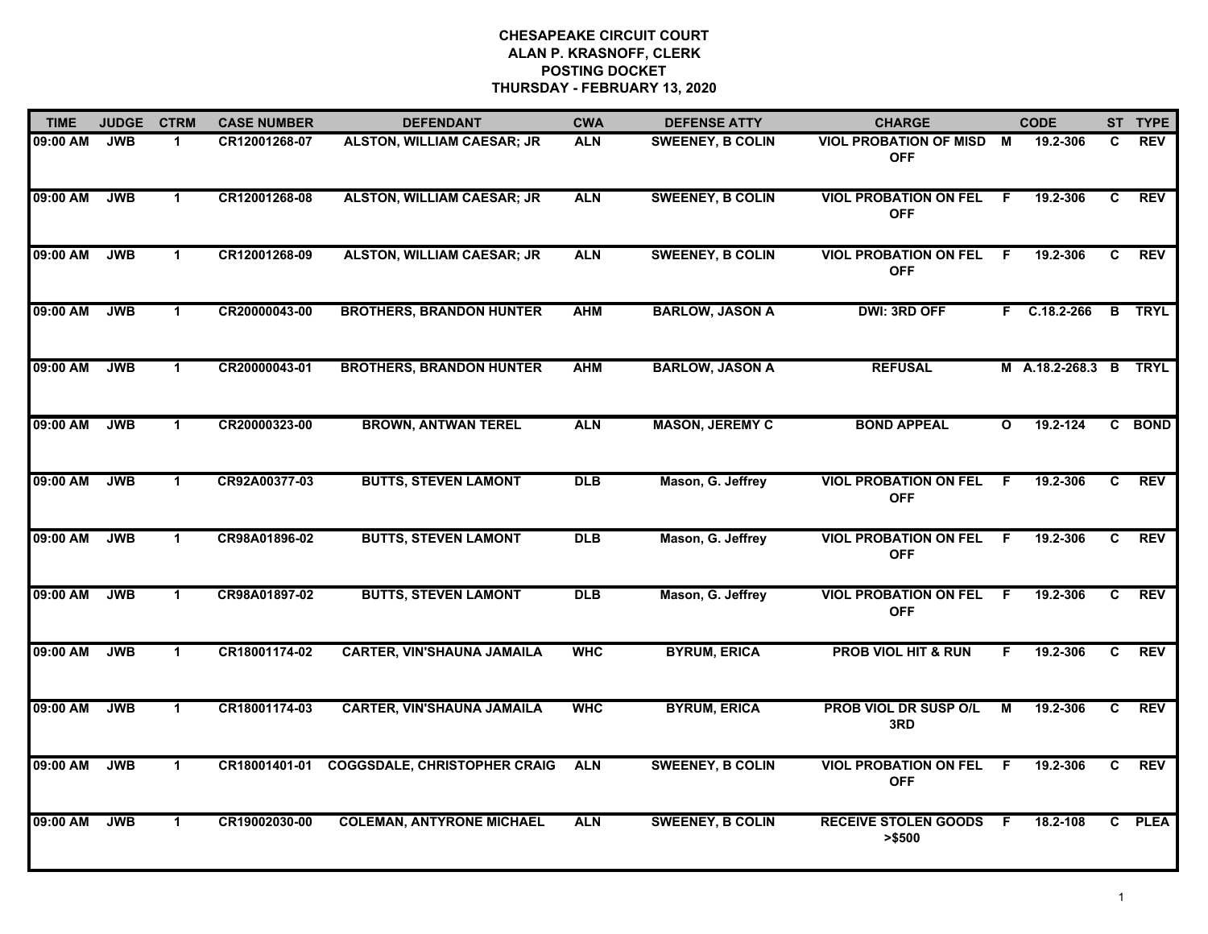# CHESAPEAKE CIRCUIT COURT
## ALAN P. KRASNOFF, CLERK
## POSTING DOCKET
## THURSDAY - FEBRUARY 13, 2020

| TIME | JUDGE | CTRM | CASE NUMBER | DEFENDANT | CWA | DEFENSE ATTY | CHARGE | | CODE | ST | TYPE |
|---|---|---|---|---|---|---|---|---|---|---|---|
| 09:00 AM | JWB | 1 | CR12001268-07 | ALSTON, WILLIAM CAESAR; JR | ALN | SWEENEY, B COLIN | VIOL PROBATION OF MISD OFF | M | 19.2-306 | C | REV |
| 09:00 AM | JWB | 1 | CR12001268-08 | ALSTON, WILLIAM CAESAR; JR | ALN | SWEENEY, B COLIN | VIOL PROBATION ON FEL OFF | F | 19.2-306 | C | REV |
| 09:00 AM | JWB | 1 | CR12001268-09 | ALSTON, WILLIAM CAESAR; JR | ALN | SWEENEY, B COLIN | VIOL PROBATION ON FEL OFF | F | 19.2-306 | C | REV |
| 09:00 AM | JWB | 1 | CR20000043-00 | BROTHERS, BRANDON HUNTER | AHM | BARLOW, JASON A | DWI: 3RD OFF | F | C.18.2-266 | B | TRYL |
| 09:00 AM | JWB | 1 | CR20000043-01 | BROTHERS, BRANDON HUNTER | AHM | BARLOW, JASON A | REFUSAL | M | A.18.2-268.3 | B | TRYL |
| 09:00 AM | JWB | 1 | CR20000323-00 | BROWN, ANTWAN TEREL | ALN | MASON, JEREMY C | BOND APPEAL | O | 19.2-124 | C | BOND |
| 09:00 AM | JWB | 1 | CR92A00377-03 | BUTTS, STEVEN LAMONT | DLB | Mason, G. Jeffrey | VIOL PROBATION ON FEL OFF | F | 19.2-306 | C | REV |
| 09:00 AM | JWB | 1 | CR98A01896-02 | BUTTS, STEVEN LAMONT | DLB | Mason, G. Jeffrey | VIOL PROBATION ON FEL OFF | F | 19.2-306 | C | REV |
| 09:00 AM | JWB | 1 | CR98A01897-02 | BUTTS, STEVEN LAMONT | DLB | Mason, G. Jeffrey | VIOL PROBATION ON FEL OFF | F | 19.2-306 | C | REV |
| 09:00 AM | JWB | 1 | CR18001174-02 | CARTER, VIN'SHAUNA JAMAILA | WHC | BYRUM, ERICA | PROB VIOL HIT & RUN | F | 19.2-306 | C | REV |
| 09:00 AM | JWB | 1 | CR18001174-03 | CARTER, VIN'SHAUNA JAMAILA | WHC | BYRUM, ERICA | PROB VIOL DR SUSP O/L 3RD | M | 19.2-306 | C | REV |
| 09:00 AM | JWB | 1 | CR18001401-01 | COGGSDALE, CHRISTOPHER CRAIG | ALN | SWEENEY, B COLIN | VIOL PROBATION ON FEL OFF | F | 19.2-306 | C | REV |
| 09:00 AM | JWB | 1 | CR19002030-00 | COLEMAN, ANTYRONE MICHAEL | ALN | SWEENEY, B COLIN | RECEIVE STOLEN GOODS >$500 | F | 18.2-108 | C | PLEA |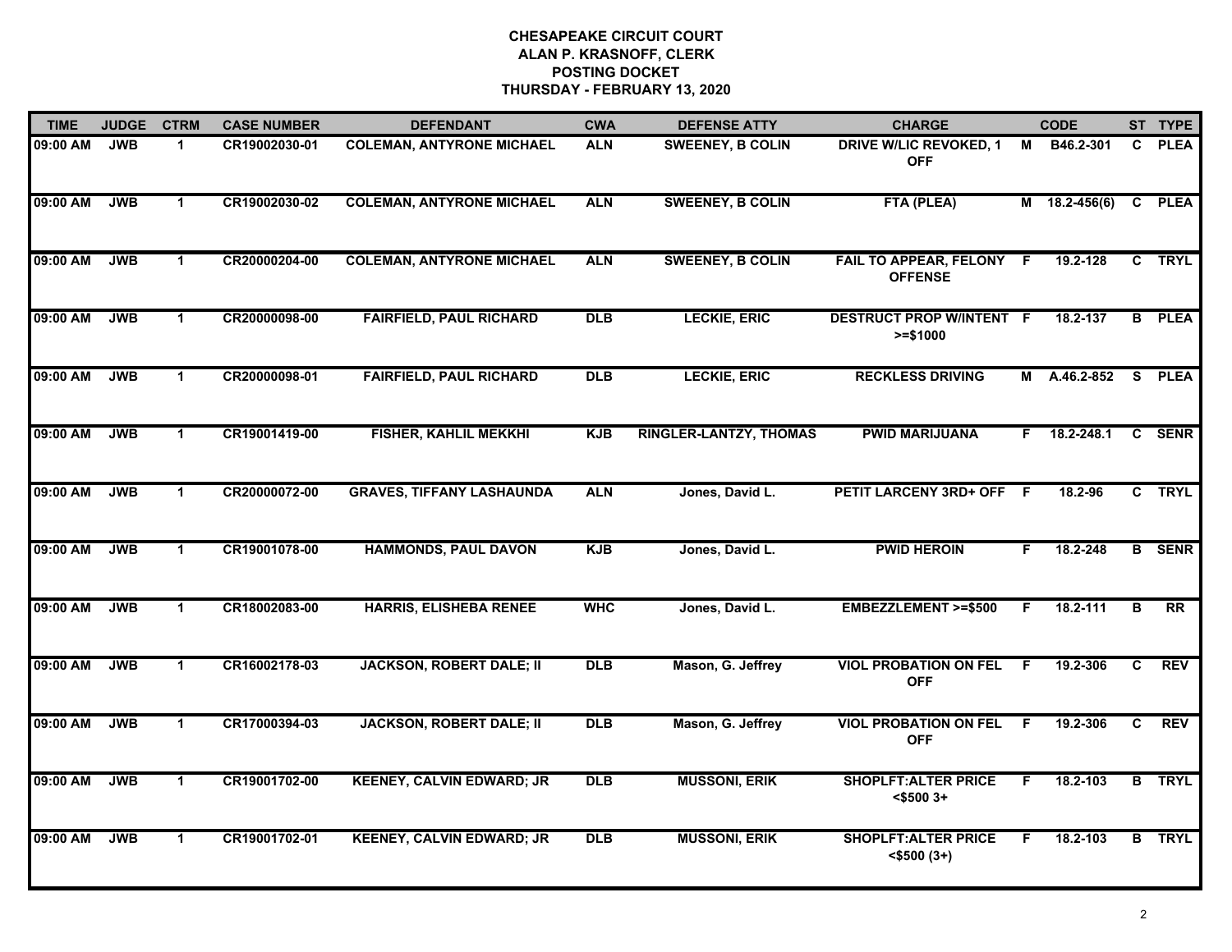# CHESAPEAKE CIRCUIT COURT
## ALAN P. KRASNOFF, CLERK
## POSTING DOCKET
## THURSDAY - FEBRUARY 13, 2020

| TIME | JUDGE | CTRM | CASE NUMBER | DEFENDANT | CWA | DEFENSE ATTY | CHARGE | | CODE | ST | TYPE |
|---|---|---|---|---|---|---|---|---|---|---|---|
| 09:00 AM | JWB | 1 | CR19002030-01 | COLEMAN, ANTYRONE MICHAEL | ALN | SWEENEY, B COLIN | DRIVE W/LIC REVOKED, 1 OFF | M | B46.2-301 | C | PLEA |
| 09:00 AM | JWB | 1 | CR19002030-02 | COLEMAN, ANTYRONE MICHAEL | ALN | SWEENEY, B COLIN | FTA (PLEA) | M | 18.2-456(6) | C | PLEA |
| 09:00 AM | JWB | 1 | CR20000204-00 | COLEMAN, ANTYRONE MICHAEL | ALN | SWEENEY, B COLIN | FAIL TO APPEAR, FELONY OFFENSE | F | 19.2-128 | C | TRYL |
| 09:00 AM | JWB | 1 | CR20000098-00 | FAIRFIELD, PAUL RICHARD | DLB | LECKIE, ERIC | DESTRUCT PROP W/INTENT >=$1000 | F | 18.2-137 | B | PLEA |
| 09:00 AM | JWB | 1 | CR20000098-01 | FAIRFIELD, PAUL RICHARD | DLB | LECKIE, ERIC | RECKLESS DRIVING | M | A.46.2-852 | S | PLEA |
| 09:00 AM | JWB | 1 | CR19001419-00 | FISHER, KAHLIL MEKKHI | KJB | RINGLER-LANTZY, THOMAS | PWID MARIJUANA | F | 18.2-248.1 | C | SENR |
| 09:00 AM | JWB | 1 | CR20000072-00 | GRAVES, TIFFANY LASHAUNDA | ALN | Jones, David L. | PETIT LARCENY 3RD+ OFF | F | 18.2-96 | C | TRYL |
| 09:00 AM | JWB | 1 | CR19001078-00 | HAMMONDS, PAUL DAVON | KJB | Jones, David L. | PWID HEROIN | F | 18.2-248 | B | SENR |
| 09:00 AM | JWB | 1 | CR18002083-00 | HARRIS, ELISHEBA RENEE | WHC | Jones, David L. | EMBEZZLEMENT >=$500 | F | 18.2-111 | B | RR |
| 09:00 AM | JWB | 1 | CR16002178-03 | JACKSON, ROBERT DALE; II | DLB | Mason, G. Jeffrey | VIOL PROBATION ON FEL OFF | F | 19.2-306 | C | REV |
| 09:00 AM | JWB | 1 | CR17000394-03 | JACKSON, ROBERT DALE; II | DLB | Mason, G. Jeffrey | VIOL PROBATION ON FEL OFF | F | 19.2-306 | C | REV |
| 09:00 AM | JWB | 1 | CR19001702-00 | KEENEY, CALVIN EDWARD; JR | DLB | MUSSONI, ERIK | SHOPLFT:ALTER PRICE <$500 3+ | F | 18.2-103 | B | TRYL |
| 09:00 AM | JWB | 1 | CR19001702-01 | KEENEY, CALVIN EDWARD; JR | DLB | MUSSONI, ERIK | SHOPLFT:ALTER PRICE <$500 (3+) | F | 18.2-103 | B | TRYL |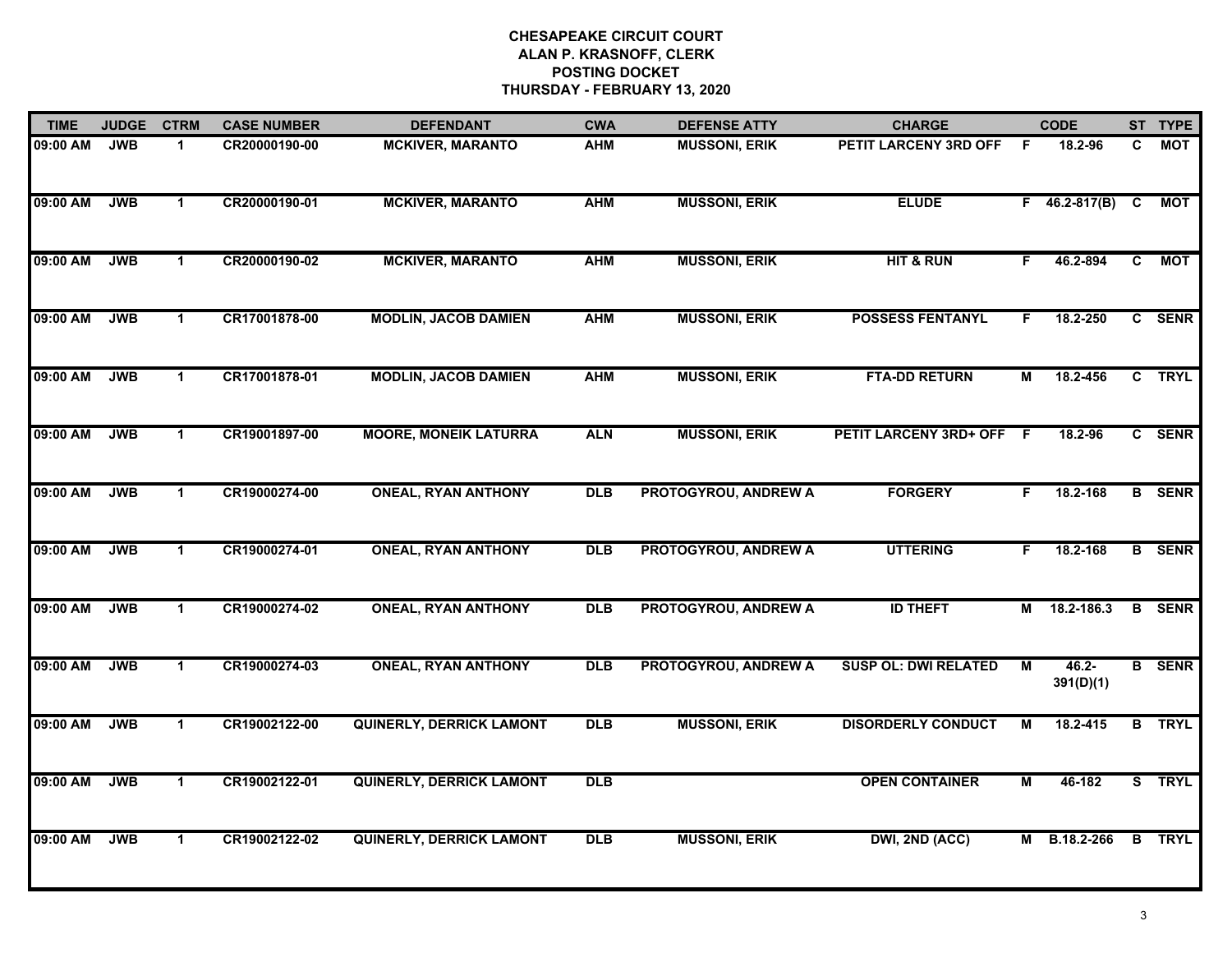# CHESAPEAKE CIRCUIT COURT
## ALAN P. KRASNOFF, CLERK
## POSTING DOCKET
## THURSDAY - FEBRUARY 13, 2020

| TIME | JUDGE | CTRM | CASE NUMBER | DEFENDANT | CWA | DEFENSE ATTY | CHARGE | | CODE | ST | TYPE |
|---|---|---|---|---|---|---|---|---|---|---|---|
| 09:00 AM | JWB | 1 | CR20000190-00 | MCKIVER, MARANTO | AHM | MUSSONI, ERIK | PETIT LARCENY 3RD OFF | F | 18.2-96 | C | MOT |
| 09:00 AM | JWB | 1 | CR20000190-01 | MCKIVER, MARANTO | AHM | MUSSONI, ERIK | ELUDE | F | 46.2-817(B) | C | MOT |
| 09:00 AM | JWB | 1 | CR20000190-02 | MCKIVER, MARANTO | AHM | MUSSONI, ERIK | HIT & RUN | F | 46.2-894 | C | MOT |
| 09:00 AM | JWB | 1 | CR17001878-00 | MODLIN, JACOB DAMIEN | AHM | MUSSONI, ERIK | POSSESS FENTANYL | F | 18.2-250 | C | SENR |
| 09:00 AM | JWB | 1 | CR17001878-01 | MODLIN, JACOB DAMIEN | AHM | MUSSONI, ERIK | FTA-DD RETURN | M | 18.2-456 | C | TRYL |
| 09:00 AM | JWB | 1 | CR19001897-00 | MOORE, MONEIK LATURRA | ALN | MUSSONI, ERIK | PETIT LARCENY 3RD+ OFF | F | 18.2-96 | C | SENR |
| 09:00 AM | JWB | 1 | CR19000274-00 | ONEAL, RYAN ANTHONY | DLB | PROTOGYROU, ANDREW A | FORGERY | F | 18.2-168 | B | SENR |
| 09:00 AM | JWB | 1 | CR19000274-01 | ONEAL, RYAN ANTHONY | DLB | PROTOGYROU, ANDREW A | UTTERING | F | 18.2-168 | B | SENR |
| 09:00 AM | JWB | 1 | CR19000274-02 | ONEAL, RYAN ANTHONY | DLB | PROTOGYROU, ANDREW A | ID THEFT | M | 18.2-186.3 | B | SENR |
| 09:00 AM | JWB | 1 | CR19000274-03 | ONEAL, RYAN ANTHONY | DLB | PROTOGYROU, ANDREW A | SUSP OL: DWI RELATED | M | 46.2-391(D)(1) | B | SENR |
| 09:00 AM | JWB | 1 | CR19002122-00 | QUINERLY, DERRICK LAMONT | DLB | MUSSONI, ERIK | DISORDERLY CONDUCT | M | 18.2-415 | B | TRYL |
| 09:00 AM | JWB | 1 | CR19002122-01 | QUINERLY, DERRICK LAMONT | DLB | | OPEN CONTAINER | M | 46-182 | S | TRYL |
| 09:00 AM | JWB | 1 | CR19002122-02 | QUINERLY, DERRICK LAMONT | DLB | MUSSONI, ERIK | DWI, 2ND (ACC) | M | B.18.2-266 | B | TRYL |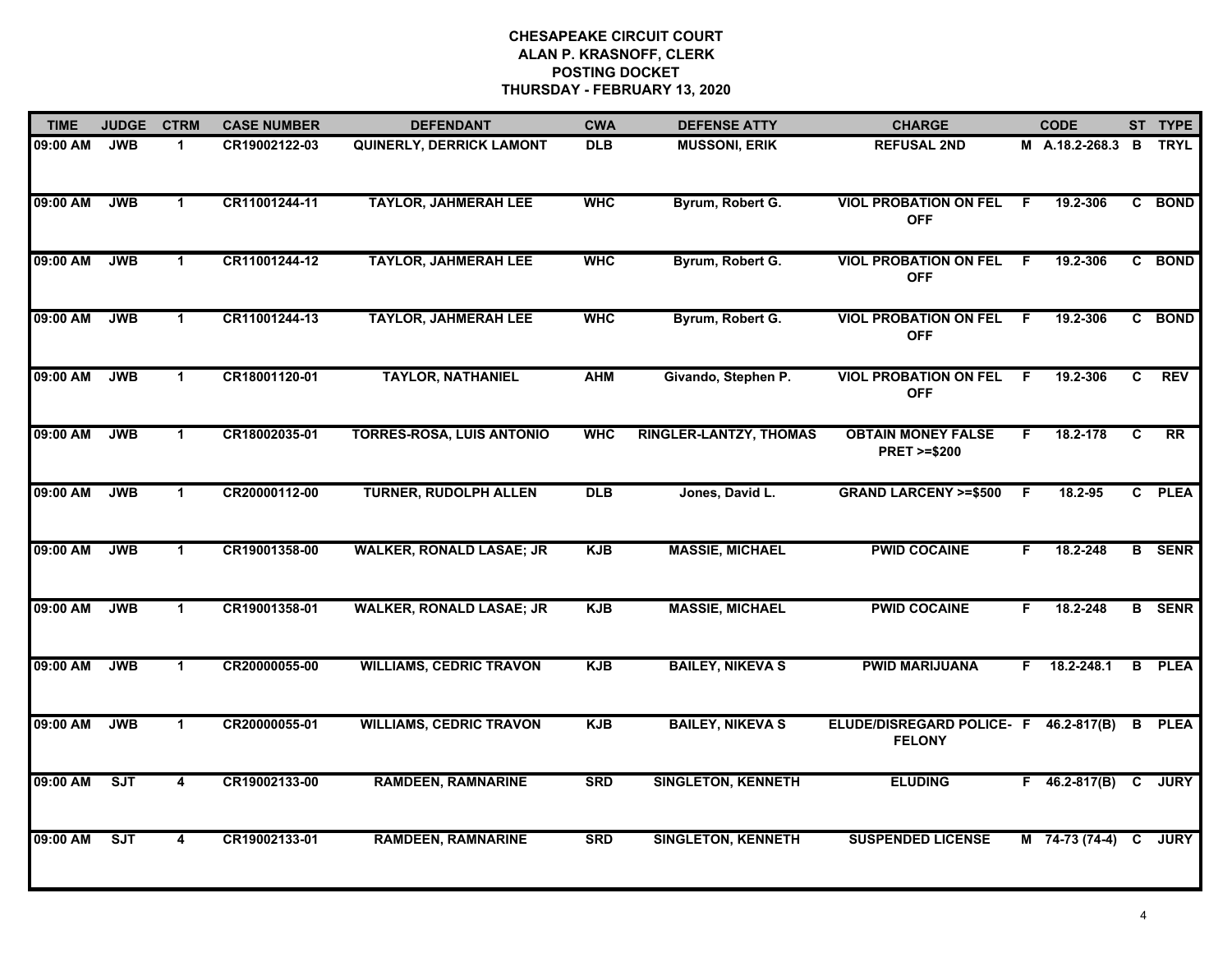# CHESAPEAKE CIRCUIT COURT
## ALAN P. KRASNOFF, CLERK
## POSTING DOCKET
## THURSDAY - FEBRUARY 13, 2020

| TIME | JUDGE | CTRM | CASE NUMBER | DEFENDANT | CWA | DEFENSE ATTY | CHARGE | | CODE | ST | TYPE |
|---|---|---|---|---|---|---|---|---|---|---|---|
| 09:00 AM | JWB | 1 | CR19002122-03 | QUINERLY, DERRICK LAMONT | DLB | MUSSONI, ERIK | REFUSAL 2ND | M | A.18.2-268.3 | B | TRYL |
| 09:00 AM | JWB | 1 | CR11001244-11 | TAYLOR, JAHMERAH LEE | WHC | Byrum, Robert G. | VIOL PROBATION ON FEL OFF | F | 19.2-306 | C | BOND |
| 09:00 AM | JWB | 1 | CR11001244-12 | TAYLOR, JAHMERAH LEE | WHC | Byrum, Robert G. | VIOL PROBATION ON FEL OFF | F | 19.2-306 | C | BOND |
| 09:00 AM | JWB | 1 | CR11001244-13 | TAYLOR, JAHMERAH LEE | WHC | Byrum, Robert G. | VIOL PROBATION ON FEL OFF | F | 19.2-306 | C | BOND |
| 09:00 AM | JWB | 1 | CR18001120-01 | TAYLOR, NATHANIEL | AHM | Givando, Stephen P. | VIOL PROBATION ON FEL OFF | F | 19.2-306 | C | REV |
| 09:00 AM | JWB | 1 | CR18002035-01 | TORRES-ROSA, LUIS ANTONIO | WHC | RINGLER-LANTZY, THOMAS | OBTAIN MONEY FALSE PRET >=$200 | F | 18.2-178 | C | RR |
| 09:00 AM | JWB | 1 | CR20000112-00 | TURNER, RUDOLPH ALLEN | DLB | Jones, David L. | GRAND LARCENY >=$500 | F | 18.2-95 | C | PLEA |
| 09:00 AM | JWB | 1 | CR19001358-00 | WALKER, RONALD LASAE; JR | KJB | MASSIE, MICHAEL | PWID COCAINE | F | 18.2-248 | B | SENR |
| 09:00 AM | JWB | 1 | CR19001358-01 | WALKER, RONALD LASAE; JR | KJB | MASSIE, MICHAEL | PWID COCAINE | F | 18.2-248 | B | SENR |
| 09:00 AM | JWB | 1 | CR20000055-00 | WILLIAMS, CEDRIC TRAVON | KJB | BAILEY, NIKEVA S | PWID MARIJUANA | F | 18.2-248.1 | B | PLEA |
| 09:00 AM | JWB | 1 | CR20000055-01 | WILLIAMS, CEDRIC TRAVON | KJB | BAILEY, NIKEVA S | ELUDE/DISREGARD POLICE- FELONY | F | 46.2-817(B) | B | PLEA |
| 09:00 AM | SJT | 4 | CR19002133-00 | RAMDEEN, RAMNARINE | SRD | SINGLETON, KENNETH | ELUDING | F | 46.2-817(B) | C | JURY |
| 09:00 AM | SJT | 4 | CR19002133-01 | RAMDEEN, RAMNARINE | SRD | SINGLETON, KENNETH | SUSPENDED LICENSE | M | 74-73 (74-4) | C | JURY |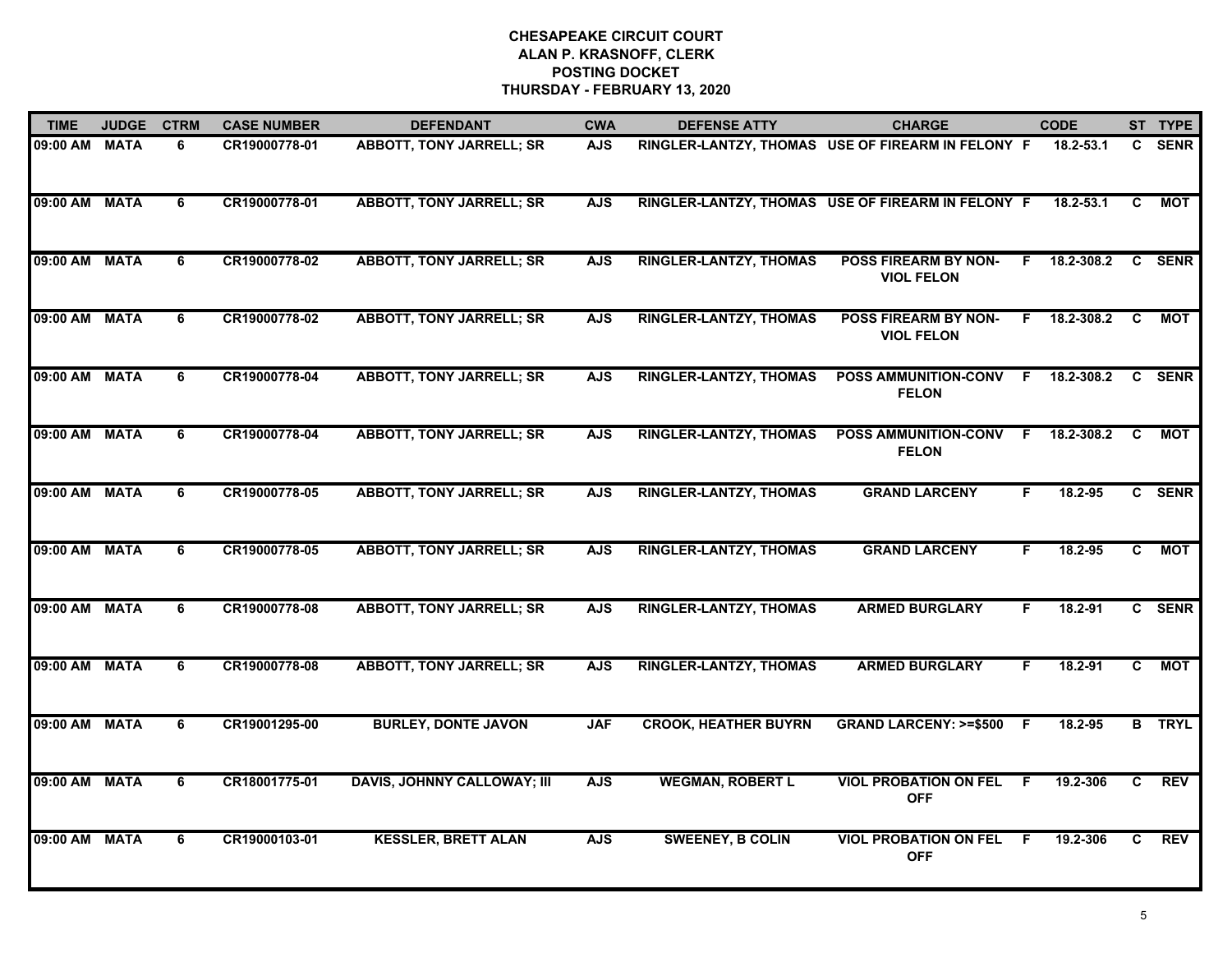**CHESAPEAKE CIRCUIT COURT**
**ALAN P. KRASNOFF, CLERK**
**POSTING DOCKET**
**THURSDAY - FEBRUARY 13, 2020**

| TIME | JUDGE | CTRM | CASE NUMBER | DEFENDANT | CWA | DEFENSE ATTY | CHARGE | | CODE | ST | TYPE |
|---|---|---|---|---|---|---|---|---|---|---|---|
| 09:00 AM | MATA | 6 | CR19000778-01 | ABBOTT, TONY JARRELL; SR | AJS | RINGLER-LANTZY, THOMAS | USE OF FIREARM IN FELONY | F | 18.2-53.1 | C | SENR |
| 09:00 AM | MATA | 6 | CR19000778-01 | ABBOTT, TONY JARRELL; SR | AJS | RINGLER-LANTZY, THOMAS | USE OF FIREARM IN FELONY | F | 18.2-53.1 | C | MOT |
| 09:00 AM | MATA | 6 | CR19000778-02 | ABBOTT, TONY JARRELL; SR | AJS | RINGLER-LANTZY, THOMAS | POSS FIREARM BY NON-VIOL FELON | F | 18.2-308.2 | C | SENR |
| 09:00 AM | MATA | 6 | CR19000778-02 | ABBOTT, TONY JARRELL; SR | AJS | RINGLER-LANTZY, THOMAS | POSS FIREARM BY NON-VIOL FELON | F | 18.2-308.2 | C | MOT |
| 09:00 AM | MATA | 6 | CR19000778-04 | ABBOTT, TONY JARRELL; SR | AJS | RINGLER-LANTZY, THOMAS | POSS AMMUNITION-CONV FELON | F | 18.2-308.2 | C | SENR |
| 09:00 AM | MATA | 6 | CR19000778-04 | ABBOTT, TONY JARRELL; SR | AJS | RINGLER-LANTZY, THOMAS | POSS AMMUNITION-CONV FELON | F | 18.2-308.2 | C | MOT |
| 09:00 AM | MATA | 6 | CR19000778-05 | ABBOTT, TONY JARRELL; SR | AJS | RINGLER-LANTZY, THOMAS | GRAND LARCENY | F | 18.2-95 | C | SENR |
| 09:00 AM | MATA | 6 | CR19000778-05 | ABBOTT, TONY JARRELL; SR | AJS | RINGLER-LANTZY, THOMAS | GRAND LARCENY | F | 18.2-95 | C | MOT |
| 09:00 AM | MATA | 6 | CR19000778-08 | ABBOTT, TONY JARRELL; SR | AJS | RINGLER-LANTZY, THOMAS | ARMED BURGLARY | F | 18.2-91 | C | SENR |
| 09:00 AM | MATA | 6 | CR19000778-08 | ABBOTT, TONY JARRELL; SR | AJS | RINGLER-LANTZY, THOMAS | ARMED BURGLARY | F | 18.2-91 | C | MOT |
| 09:00 AM | MATA | 6 | CR19001295-00 | BURLEY, DONTE JAVON | JAF | CROOK, HEATHER BUYRN | GRAND LARCENY: >=$500 | F | 18.2-95 | B | TRYL |
| 09:00 AM | MATA | 6 | CR18001775-01 | DAVIS, JOHNNY CALLOWAY; III | AJS | WEGMAN, ROBERT L | VIOL PROBATION ON FEL OFF | F | 19.2-306 | C | REV |
| 09:00 AM | MATA | 6 | CR19000103-01 | KESSLER, BRETT ALAN | AJS | SWEENEY, B COLIN | VIOL PROBATION ON FEL OFF | F | 19.2-306 | C | REV |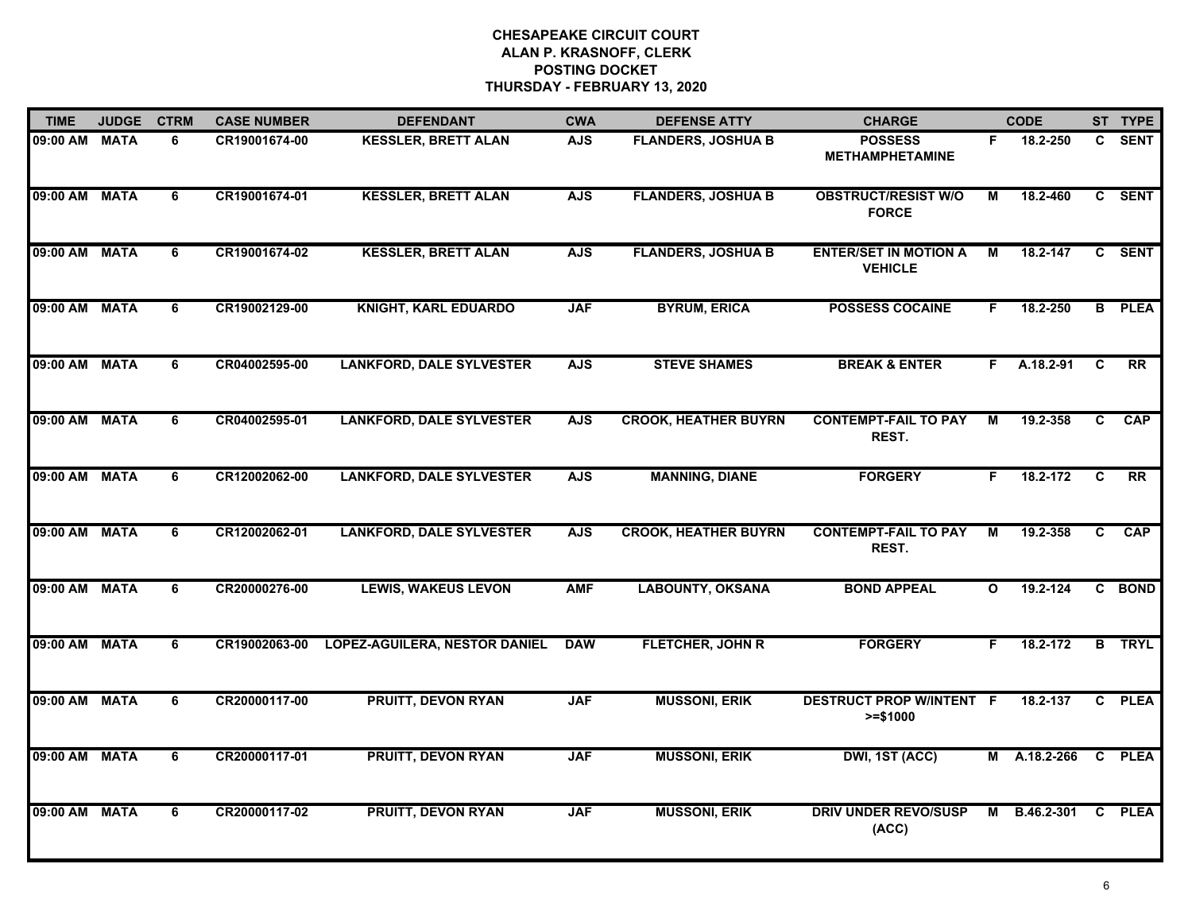**CHESAPEAKE CIRCUIT COURT**
**ALAN P. KRASNOFF, CLERK**
**POSTING DOCKET**
**THURSDAY - FEBRUARY 13, 2020**

| TIME | JUDGE | CTRM | CASE NUMBER | DEFENDANT | CWA | DEFENSE ATTY | CHARGE | | CODE | ST | TYPE |
|---|---|---|---|---|---|---|---|---|---|---|---|
| 09:00 AM | MATA | 6 | CR19001674-00 | KESSLER, BRETT ALAN | AJS | FLANDERS, JOSHUA B | POSSESS METHAMPHETAMINE | F | 18.2-250 | C | SENT |
| 09:00 AM | MATA | 6 | CR19001674-01 | KESSLER, BRETT ALAN | AJS | FLANDERS, JOSHUA B | OBSTRUCT/RESIST W/O FORCE | M | 18.2-460 | C | SENT |
| 09:00 AM | MATA | 6 | CR19001674-02 | KESSLER, BRETT ALAN | AJS | FLANDERS, JOSHUA B | ENTER/SET IN MOTION A VEHICLE | M | 18.2-147 | C | SENT |
| 09:00 AM | MATA | 6 | CR19002129-00 | KNIGHT, KARL EDUARDO | JAF | BYRUM, ERICA | POSSESS COCAINE | F | 18.2-250 | B | PLEA |
| 09:00 AM | MATA | 6 | CR04002595-00 | LANKFORD, DALE SYLVESTER | AJS | STEVE SHAMES | BREAK & ENTER | F | A.18.2-91 | C | RR |
| 09:00 AM | MATA | 6 | CR04002595-01 | LANKFORD, DALE SYLVESTER | AJS | CROOK, HEATHER BUYRN | CONTEMPT-FAIL TO PAY REST. | M | 19.2-358 | C | CAP |
| 09:00 AM | MATA | 6 | CR12002062-00 | LANKFORD, DALE SYLVESTER | AJS | MANNING, DIANE | FORGERY | F | 18.2-172 | C | RR |
| 09:00 AM | MATA | 6 | CR12002062-01 | LANKFORD, DALE SYLVESTER | AJS | CROOK, HEATHER BUYRN | CONTEMPT-FAIL TO PAY REST. | M | 19.2-358 | C | CAP |
| 09:00 AM | MATA | 6 | CR20000276-00 | LEWIS, WAKEUS LEVON | AMF | LABOUNTY, OKSANA | BOND APPEAL | O | 19.2-124 | C | BOND |
| 09:00 AM | MATA | 6 | CR19002063-00 | LOPEZ-AGUILERA, NESTOR DANIEL | DAW | FLETCHER, JOHN R | FORGERY | F | 18.2-172 | B | TRYL |
| 09:00 AM | MATA | 6 | CR20000117-00 | PRUITT, DEVON RYAN | JAF | MUSSONI, ERIK | DESTRUCT PROP W/INTENT >=$1000 | F | 18.2-137 | C | PLEA |
| 09:00 AM | MATA | 6 | CR20000117-01 | PRUITT, DEVON RYAN | JAF | MUSSONI, ERIK | DWI, 1ST (ACC) | M | A.18.2-266 | C | PLEA |
| 09:00 AM | MATA | 6 | CR20000117-02 | PRUITT, DEVON RYAN | JAF | MUSSONI, ERIK | DRIV UNDER REVO/SUSP (ACC) | M | B.46.2-301 | C | PLEA |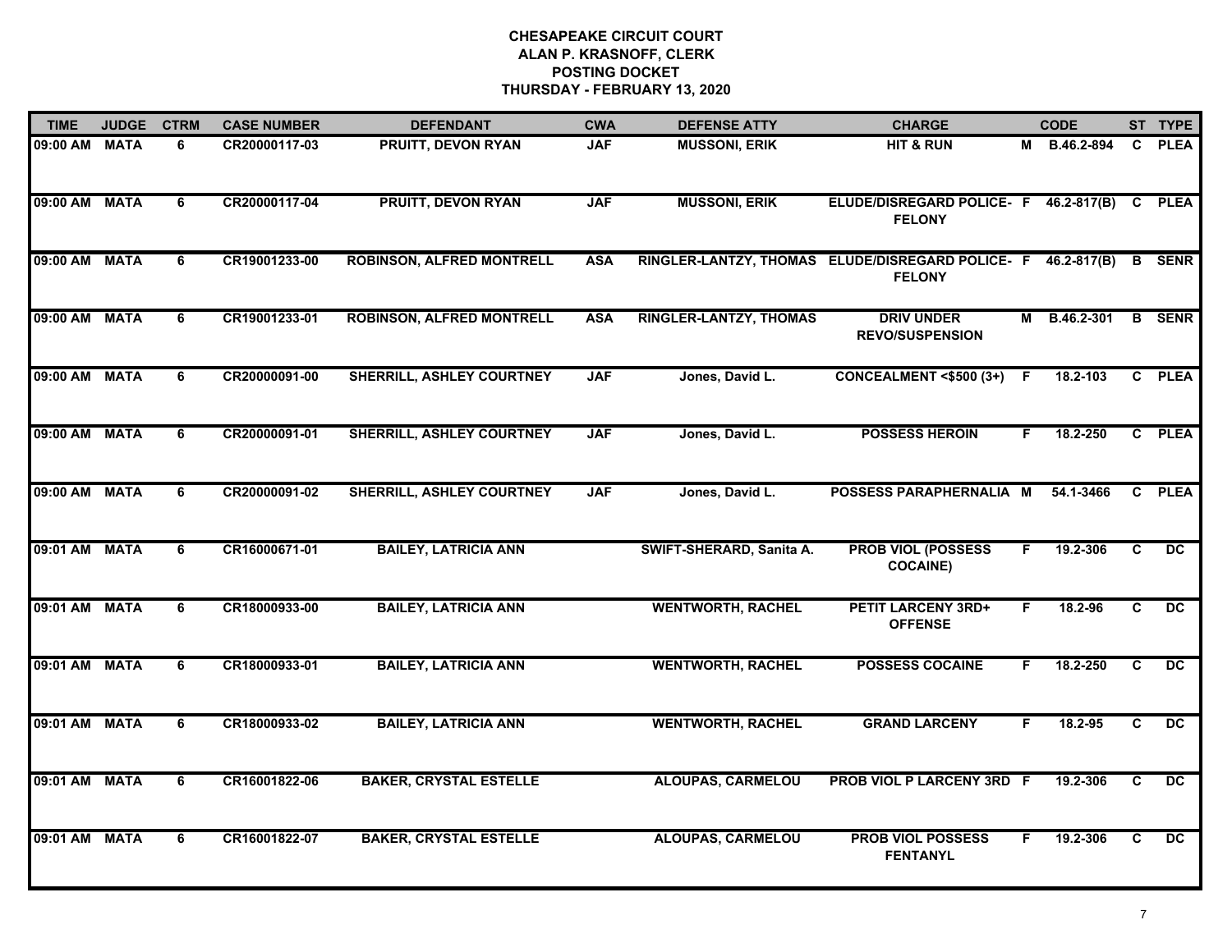# CHESAPEAKE CIRCUIT COURT
## ALAN P. KRASNOFF, CLERK
## POSTING DOCKET
## THURSDAY - FEBRUARY 13, 2020

| TIME | JUDGE | CTRM | CASE NUMBER | DEFENDANT | CWA | DEFENSE ATTY | CHARGE | | CODE | ST | TYPE |
|---|---|---|---|---|---|---|---|---|---|---|---|
| 09:00 AM | MATA | 6 | CR20000117-03 | PRUITT, DEVON RYAN | JAF | MUSSONI, ERIK | HIT & RUN | M | B.46.2-894 | C | PLEA |
| 09:00 AM | MATA | 6 | CR20000117-04 | PRUITT, DEVON RYAN | JAF | MUSSONI, ERIK | ELUDE/DISREGARD POLICE- FELONY | F | 46.2-817(B) | C | PLEA |
| 09:00 AM | MATA | 6 | CR19001233-00 | ROBINSON, ALFRED MONTRELL | ASA | RINGLER-LANTZY, THOMAS | ELUDE/DISREGARD POLICE- FELONY | F | 46.2-817(B) | B | SENR |
| 09:00 AM | MATA | 6 | CR19001233-01 | ROBINSON, ALFRED MONTRELL | ASA | RINGLER-LANTZY, THOMAS | DRIV UNDER REVO/SUSPENSION | M | B.46.2-301 | B | SENR |
| 09:00 AM | MATA | 6 | CR20000091-00 | SHERRILL, ASHLEY COURTNEY | JAF | Jones, David L. | CONCEALMENT <$500 (3+) | F | 18.2-103 | C | PLEA |
| 09:00 AM | MATA | 6 | CR20000091-01 | SHERRILL, ASHLEY COURTNEY | JAF | Jones, David L. | POSSESS HEROIN | F | 18.2-250 | C | PLEA |
| 09:00 AM | MATA | 6 | CR20000091-02 | SHERRILL, ASHLEY COURTNEY | JAF | Jones, David L. | POSSESS PARAPHERNALIA | M | 54.1-3466 | C | PLEA |
| 09:01 AM | MATA | 6 | CR16000671-01 | BAILEY, LATRICIA ANN | | SWIFT-SHERARD, Sanita A. | PROB VIOL (POSSESS COCAINE) | F | 19.2-306 | C | DC |
| 09:01 AM | MATA | 6 | CR18000933-00 | BAILEY, LATRICIA ANN | | WENTWORTH, RACHEL | PETIT LARCENY 3RD+ OFFENSE | F | 18.2-96 | C | DC |
| 09:01 AM | MATA | 6 | CR18000933-01 | BAILEY, LATRICIA ANN | | WENTWORTH, RACHEL | POSSESS COCAINE | F | 18.2-250 | C | DC |
| 09:01 AM | MATA | 6 | CR18000933-02 | BAILEY, LATRICIA ANN | | WENTWORTH, RACHEL | GRAND LARCENY | F | 18.2-95 | C | DC |
| 09:01 AM | MATA | 6 | CR16001822-06 | BAKER, CRYSTAL ESTELLE | | ALOUPAS, CARMELOU | PROB VIOL P LARCENY 3RD | F | 19.2-306 | C | DC |
| 09:01 AM | MATA | 6 | CR16001822-07 | BAKER, CRYSTAL ESTELLE | | ALOUPAS, CARMELOU | PROB VIOL POSSESS FENTANYL | F | 19.2-306 | C | DC |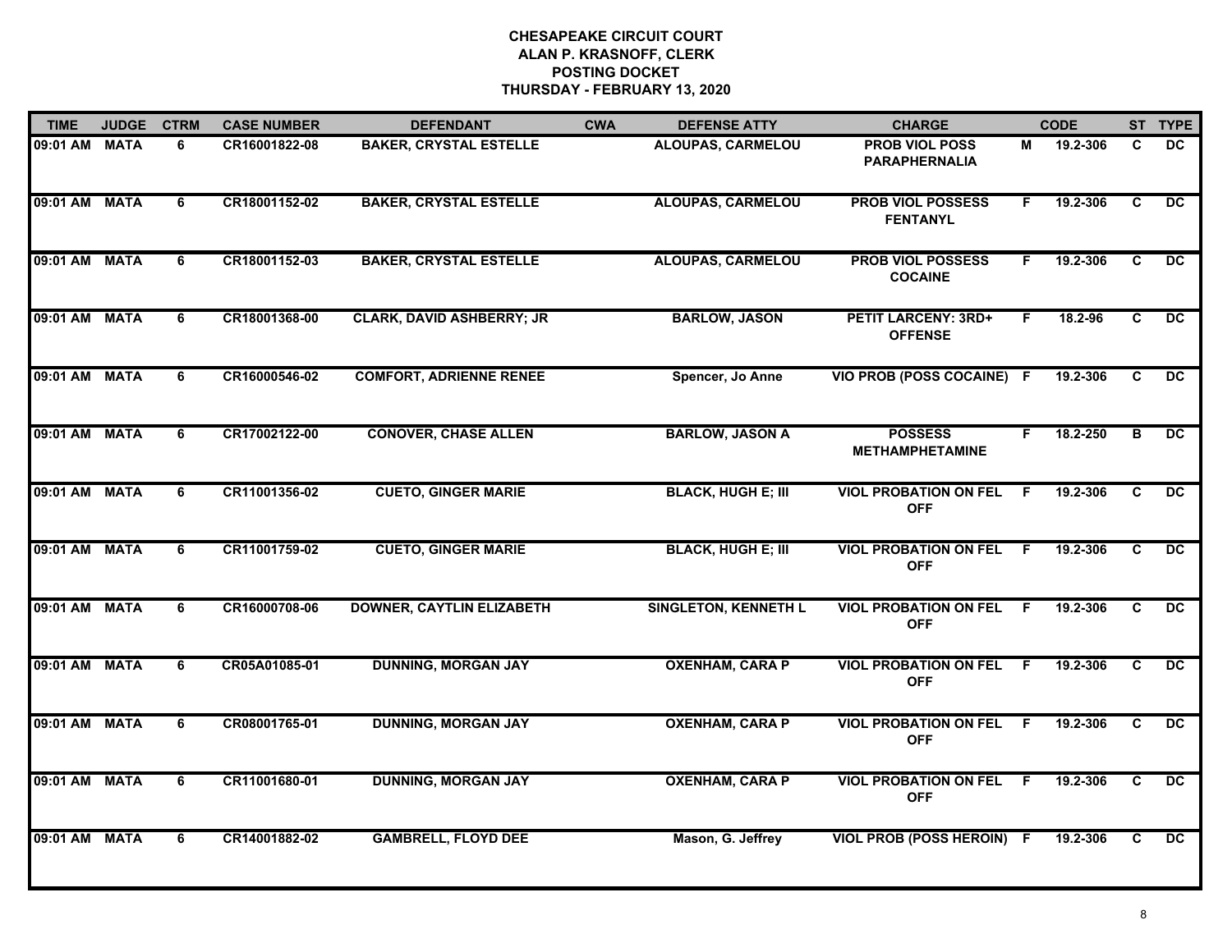# CHESAPEAKE CIRCUIT COURT
## ALAN P. KRASNOFF, CLERK
## POSTING DOCKET
## THURSDAY - FEBRUARY 13, 2020

| TIME | JUDGE | CTRM | CASE NUMBER | DEFENDANT | CWA | DEFENSE ATTY | CHARGE | | CODE | ST | TYPE |
|---|---|---|---|---|---|---|---|---|---|---|---|
| 09:01 AM | MATA | 6 | CR16001822-08 | BAKER, CRYSTAL ESTELLE | | ALOUPAS, CARMELOU | PROB VIOL POSS PARAPHERNALIA | M | 19.2-306 | C | DC |
| 09:01 AM | MATA | 6 | CR18001152-02 | BAKER, CRYSTAL ESTELLE | | ALOUPAS, CARMELOU | PROB VIOL POSSESS FENTANYL | F | 19.2-306 | C | DC |
| 09:01 AM | MATA | 6 | CR18001152-03 | BAKER, CRYSTAL ESTELLE | | ALOUPAS, CARMELOU | PROB VIOL POSSESS COCAINE | F | 19.2-306 | C | DC |
| 09:01 AM | MATA | 6 | CR18001368-00 | CLARK, DAVID ASHBERRY; JR | | BARLOW, JASON | PETIT LARCENY: 3RD+ OFFENSE | F | 18.2-96 | C | DC |
| 09:01 AM | MATA | 6 | CR16000546-02 | COMFORT, ADRIENNE RENEE | | Spencer, Jo Anne | VIO PROB (POSS COCAINE) | F | 19.2-306 | C | DC |
| 09:01 AM | MATA | 6 | CR17002122-00 | CONOVER, CHASE ALLEN | | BARLOW, JASON A | POSSESS METHAMPHETAMINE | F | 18.2-250 | B | DC |
| 09:01 AM | MATA | 6 | CR11001356-02 | CUETO, GINGER MARIE | | BLACK, HUGH E; III | VIOL PROBATION ON FEL OFF | F | 19.2-306 | C | DC |
| 09:01 AM | MATA | 6 | CR11001759-02 | CUETO, GINGER MARIE | | BLACK, HUGH E; III | VIOL PROBATION ON FEL OFF | F | 19.2-306 | C | DC |
| 09:01 AM | MATA | 6 | CR16000708-06 | DOWNER, CAYTLIN ELIZABETH | | SINGLETON, KENNETH L | VIOL PROBATION ON FEL OFF | F | 19.2-306 | C | DC |
| 09:01 AM | MATA | 6 | CR05A01085-01 | DUNNING, MORGAN JAY | | OXENHAM, CARA P | VIOL PROBATION ON FEL OFF | F | 19.2-306 | C | DC |
| 09:01 AM | MATA | 6 | CR08001765-01 | DUNNING, MORGAN JAY | | OXENHAM, CARA P | VIOL PROBATION ON FEL OFF | F | 19.2-306 | C | DC |
| 09:01 AM | MATA | 6 | CR11001680-01 | DUNNING, MORGAN JAY | | OXENHAM, CARA P | VIOL PROBATION ON FEL OFF | F | 19.2-306 | C | DC |
| 09:01 AM | MATA | 6 | CR14001882-02 | GAMBRELL, FLOYD DEE | | Mason, G. Jeffrey | VIOL PROB (POSS HEROIN) | F | 19.2-306 | C | DC |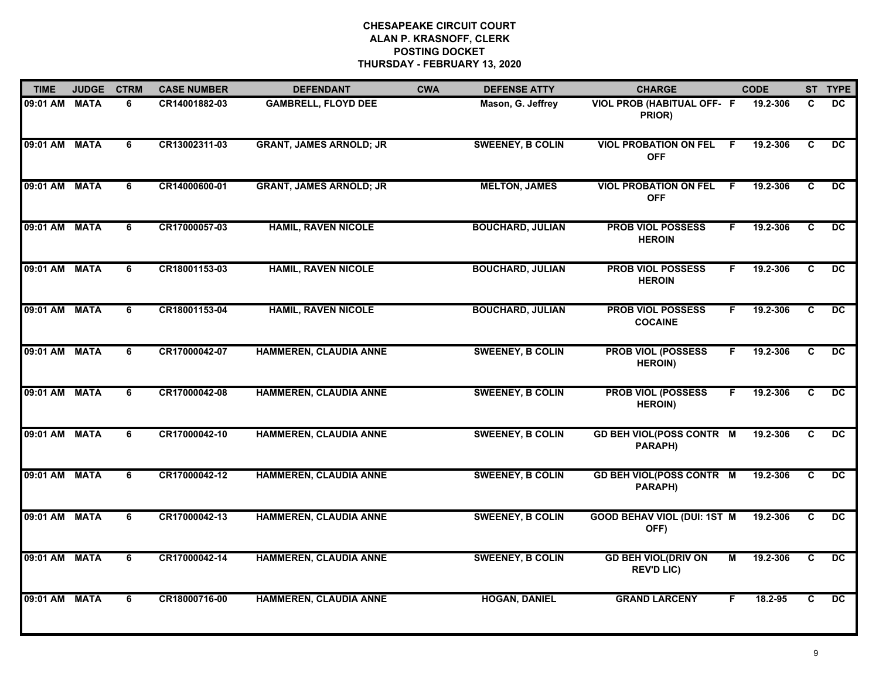**CHESAPEAKE CIRCUIT COURT**
**ALAN P. KRASNOFF, CLERK**
**POSTING DOCKET**
**THURSDAY - FEBRUARY 13, 2020**

| TIME | JUDGE | CTRM | CASE NUMBER | DEFENDANT | CWA | DEFENSE ATTY | CHARGE | | CODE | ST | TYPE |
|---|---|---|---|---|---|---|---|---|---|---|---|
| 09:01 AM | MATA | 6 | CR14001882-03 | GAMBRELL, FLOYD DEE | | Mason, G. Jeffrey | VIOL PROB (HABITUAL OFF- PRIOR) | F | 19.2-306 | C | DC |
| 09:01 AM | MATA | 6 | CR13002311-03 | GRANT, JAMES ARNOLD; JR | | SWEENEY, B COLIN | VIOL PROBATION ON FEL OFF | F | 19.2-306 | C | DC |
| 09:01 AM | MATA | 6 | CR14000600-01 | GRANT, JAMES ARNOLD; JR | | MELTON, JAMES | VIOL PROBATION ON FEL OFF | F | 19.2-306 | C | DC |
| 09:01 AM | MATA | 6 | CR17000057-03 | HAMIL, RAVEN NICOLE | | BOUCHARD, JULIAN | PROB VIOL POSSESS HEROIN | F | 19.2-306 | C | DC |
| 09:01 AM | MATA | 6 | CR18001153-03 | HAMIL, RAVEN NICOLE | | BOUCHARD, JULIAN | PROB VIOL POSSESS HEROIN | F | 19.2-306 | C | DC |
| 09:01 AM | MATA | 6 | CR18001153-04 | HAMIL, RAVEN NICOLE | | BOUCHARD, JULIAN | PROB VIOL POSSESS COCAINE | F | 19.2-306 | C | DC |
| 09:01 AM | MATA | 6 | CR17000042-07 | HAMMEREN, CLAUDIA ANNE | | SWEENEY, B COLIN | PROB VIOL (POSSESS HEROIN) | F | 19.2-306 | C | DC |
| 09:01 AM | MATA | 6 | CR17000042-08 | HAMMEREN, CLAUDIA ANNE | | SWEENEY, B COLIN | PROB VIOL (POSSESS HEROIN) | F | 19.2-306 | C | DC |
| 09:01 AM | MATA | 6 | CR17000042-10 | HAMMEREN, CLAUDIA ANNE | | SWEENEY, B COLIN | GD BEH VIOL(POSS CONTR PARAPH) | M | 19.2-306 | C | DC |
| 09:01 AM | MATA | 6 | CR17000042-12 | HAMMEREN, CLAUDIA ANNE | | SWEENEY, B COLIN | GD BEH VIOL(POSS CONTR PARAPH) | M | 19.2-306 | C | DC |
| 09:01 AM | MATA | 6 | CR17000042-13 | HAMMEREN, CLAUDIA ANNE | | SWEENEY, B COLIN | GOOD BEHAV VIOL (DUI: 1ST OFF) | M | 19.2-306 | C | DC |
| 09:01 AM | MATA | 6 | CR17000042-14 | HAMMEREN, CLAUDIA ANNE | | SWEENEY, B COLIN | GD BEH VIOL(DRIV ON REV'D LIC) | M | 19.2-306 | C | DC |
| 09:01 AM | MATA | 6 | CR18000716-00 | HAMMEREN, CLAUDIA ANNE | | HOGAN, DANIEL | GRAND LARCENY | F | 18.2-95 | C | DC |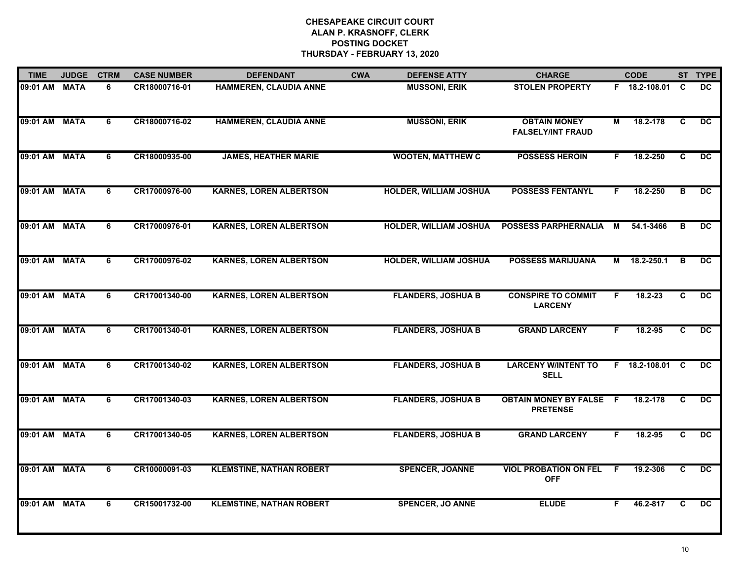**CHESAPEAKE CIRCUIT COURT**
**ALAN P. KRASNOFF, CLERK**
**POSTING DOCKET**
**THURSDAY - FEBRUARY 13, 2020**

| TIME | JUDGE | CTRM | CASE NUMBER | DEFENDANT | CWA | DEFENSE ATTY | CHARGE | | CODE | ST | TYPE |
|---|---|---|---|---|---|---|---|---|---|---|---|
| 09:01 AM | MATA | 6 | CR18000716-01 | HAMMEREN, CLAUDIA ANNE | | MUSSONI, ERIK | STOLEN PROPERTY | F | 18.2-108.01 | C | DC |
| 09:01 AM | MATA | 6 | CR18000716-02 | HAMMEREN, CLAUDIA ANNE | | MUSSONI, ERIK | OBTAIN MONEY FALSELY/INT FRAUD | M | 18.2-178 | C | DC |
| 09:01 AM | MATA | 6 | CR18000935-00 | JAMES, HEATHER MARIE | | WOOTEN, MATTHEW C | POSSESS HEROIN | F | 18.2-250 | C | DC |
| 09:01 AM | MATA | 6 | CR17000976-00 | KARNES, LOREN ALBERTSON | | HOLDER, WILLIAM JOSHUA | POSSESS FENTANYL | F | 18.2-250 | B | DC |
| 09:01 AM | MATA | 6 | CR17000976-01 | KARNES, LOREN ALBERTSON | | HOLDER, WILLIAM JOSHUA | POSSESS PARPHERNALIA | M | 54.1-3466 | B | DC |
| 09:01 AM | MATA | 6 | CR17000976-02 | KARNES, LOREN ALBERTSON | | HOLDER, WILLIAM JOSHUA | POSSESS MARIJUANA | M | 18.2-250.1 | B | DC |
| 09:01 AM | MATA | 6 | CR17001340-00 | KARNES, LOREN ALBERTSON | | FLANDERS, JOSHUA B | CONSPIRE TO COMMIT LARCENY | F | 18.2-23 | C | DC |
| 09:01 AM | MATA | 6 | CR17001340-01 | KARNES, LOREN ALBERTSON | | FLANDERS, JOSHUA B | GRAND LARCENY | F | 18.2-95 | C | DC |
| 09:01 AM | MATA | 6 | CR17001340-02 | KARNES, LOREN ALBERTSON | | FLANDERS, JOSHUA B | LARCENY W/INTENT TO SELL | F | 18.2-108.01 | C | DC |
| 09:01 AM | MATA | 6 | CR17001340-03 | KARNES, LOREN ALBERTSON | | FLANDERS, JOSHUA B | OBTAIN MONEY BY FALSE PRETENSE | F | 18.2-178 | C | DC |
| 09:01 AM | MATA | 6 | CR17001340-05 | KARNES, LOREN ALBERTSON | | FLANDERS, JOSHUA B | GRAND LARCENY | F | 18.2-95 | C | DC |
| 09:01 AM | MATA | 6 | CR10000091-03 | KLEMSTINE, NATHAN ROBERT | | SPENCER, JOANNE | VIOL PROBATION ON FEL OFF | F | 19.2-306 | C | DC |
| 09:01 AM | MATA | 6 | CR15001732-00 | KLEMSTINE, NATHAN ROBERT | | SPENCER, JO ANNE | ELUDE | F | 46.2-817 | C | DC |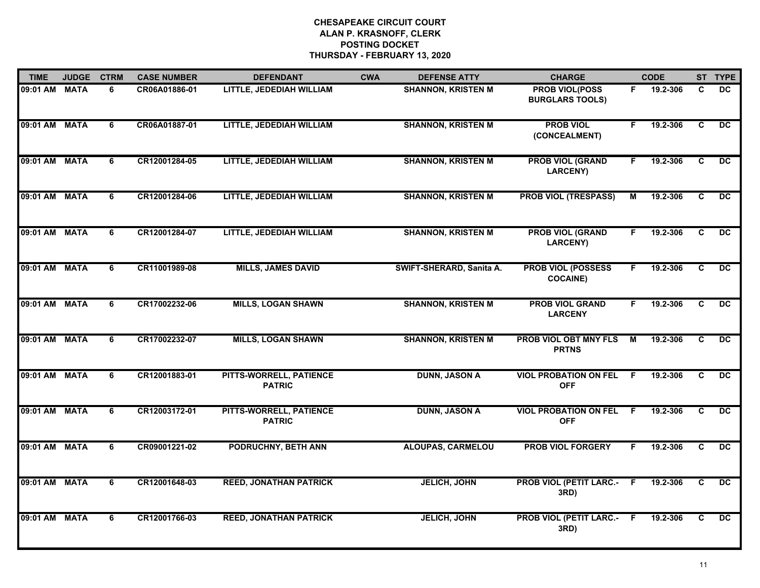**CHESAPEAKE CIRCUIT COURT**
**ALAN P. KRASNOFF, CLERK**
**POSTING DOCKET**
**THURSDAY - FEBRUARY 13, 2020**

| TIME | JUDGE | CTRM | CASE NUMBER | DEFENDANT | CWA | DEFENSE ATTY | CHARGE | | CODE | ST | TYPE |
|---|---|---|---|---|---|---|---|---|---|---|---|
| 09:01 AM | MATA | 6 | CR06A01886-01 | LITTLE, JEDEDIAH WILLIAM | | SHANNON, KRISTEN M | PROB VIOL(POSS BURGLARS TOOLS) | F | 19.2-306 | C | DC |
| 09:01 AM | MATA | 6 | CR06A01887-01 | LITTLE, JEDEDIAH WILLIAM | | SHANNON, KRISTEN M | PROB VIOL (CONCEALMENT) | F | 19.2-306 | C | DC |
| 09:01 AM | MATA | 6 | CR12001284-05 | LITTLE, JEDEDIAH WILLIAM | | SHANNON, KRISTEN M | PROB VIOL (GRAND LARCENY) | F | 19.2-306 | C | DC |
| 09:01 AM | MATA | 6 | CR12001284-06 | LITTLE, JEDEDIAH WILLIAM | | SHANNON, KRISTEN M | PROB VIOL (TRESPASS) | M | 19.2-306 | C | DC |
| 09:01 AM | MATA | 6 | CR12001284-07 | LITTLE, JEDEDIAH WILLIAM | | SHANNON, KRISTEN M | PROB VIOL (GRAND LARCENY) | F | 19.2-306 | C | DC |
| 09:01 AM | MATA | 6 | CR11001989-08 | MILLS, JAMES DAVID | | SWIFT-SHERARD, Sanita A. | PROB VIOL (POSSESS COCAINE) | F | 19.2-306 | C | DC |
| 09:01 AM | MATA | 6 | CR17002232-06 | MILLS, LOGAN SHAWN | | SHANNON, KRISTEN M | PROB VIOL GRAND LARCENY | F | 19.2-306 | C | DC |
| 09:01 AM | MATA | 6 | CR17002232-07 | MILLS, LOGAN SHAWN | | SHANNON, KRISTEN M | PROB VIOL OBT MNY FLS PRTNS | M | 19.2-306 | C | DC |
| 09:01 AM | MATA | 6 | CR12001883-01 | PITTS-WORRELL, PATIENCE PATRIC | | DUNN, JASON A | VIOL PROBATION ON FEL OFF | F | 19.2-306 | C | DC |
| 09:01 AM | MATA | 6 | CR12003172-01 | PITTS-WORRELL, PATIENCE PATRIC | | DUNN, JASON A | VIOL PROBATION ON FEL OFF | F | 19.2-306 | C | DC |
| 09:01 AM | MATA | 6 | CR09001221-02 | PODRUCHNY, BETH ANN | | ALOUPAS, CARMELOU | PROB VIOL FORGERY | F | 19.2-306 | C | DC |
| 09:01 AM | MATA | 6 | CR12001648-03 | REED, JONATHAN PATRICK | | JELICH, JOHN | PROB VIOL (PETIT LARC.- 3RD) | F | 19.2-306 | C | DC |
| 09:01 AM | MATA | 6 | CR12001766-03 | REED, JONATHAN PATRICK | | JELICH, JOHN | PROB VIOL (PETIT LARC.- 3RD) | F | 19.2-306 | C | DC |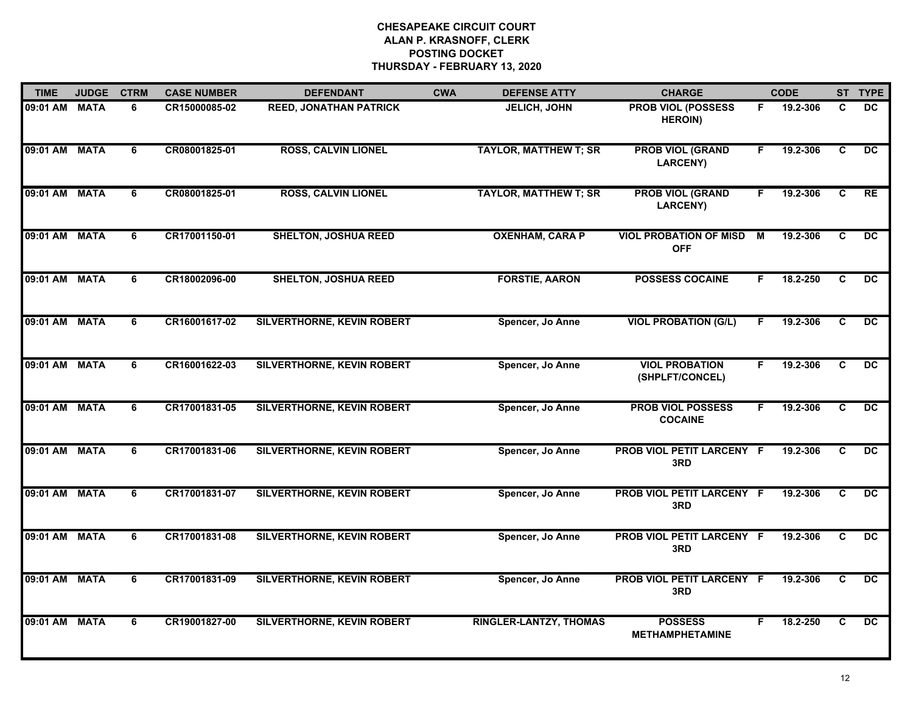**CHESAPEAKE CIRCUIT COURT**
**ALAN P. KRASNOFF, CLERK**
**POSTING DOCKET**
**THURSDAY - FEBRUARY 13, 2020**

| TIME | JUDGE | CTRM | CASE NUMBER | DEFENDANT | CWA | DEFENSE ATTY | CHARGE | | CODE | ST | TYPE |
|---|---|---|---|---|---|---|---|---|---|---|---|
| 09:01 AM | MATA | 6 | CR15000085-02 | REED, JONATHAN PATRICK | | JELICH, JOHN | PROB VIOL (POSSESS HEROIN) | F | 19.2-306 | C | DC |
| 09:01 AM | MATA | 6 | CR08001825-01 | ROSS, CALVIN LIONEL | | TAYLOR, MATTHEW T; SR | PROB VIOL (GRAND LARCENY) | F | 19.2-306 | C | DC |
| 09:01 AM | MATA | 6 | CR08001825-01 | ROSS, CALVIN LIONEL | | TAYLOR, MATTHEW T; SR | PROB VIOL (GRAND LARCENY) | F | 19.2-306 | C | RE |
| 09:01 AM | MATA | 6 | CR17001150-01 | SHELTON, JOSHUA REED | | OXENHAM, CARA P | VIOL PROBATION OF MISD OFF | M | 19.2-306 | C | DC |
| 09:01 AM | MATA | 6 | CR18002096-00 | SHELTON, JOSHUA REED | | FORSTIE, AARON | POSSESS COCAINE | F | 18.2-250 | C | DC |
| 09:01 AM | MATA | 6 | CR16001617-02 | SILVERTHORNE, KEVIN ROBERT | | Spencer, Jo Anne | VIOL PROBATION (G/L) | F | 19.2-306 | C | DC |
| 09:01 AM | MATA | 6 | CR16001622-03 | SILVERTHORNE, KEVIN ROBERT | | Spencer, Jo Anne | VIOL PROBATION (SHPLFT/CONCEL) | F | 19.2-306 | C | DC |
| 09:01 AM | MATA | 6 | CR17001831-05 | SILVERTHORNE, KEVIN ROBERT | | Spencer, Jo Anne | PROB VIOL POSSESS COCAINE | F | 19.2-306 | C | DC |
| 09:01 AM | MATA | 6 | CR17001831-06 | SILVERTHORNE, KEVIN ROBERT | | Spencer, Jo Anne | PROB VIOL PETIT LARCENY 3RD | F | 19.2-306 | C | DC |
| 09:01 AM | MATA | 6 | CR17001831-07 | SILVERTHORNE, KEVIN ROBERT | | Spencer, Jo Anne | PROB VIOL PETIT LARCENY 3RD | F | 19.2-306 | C | DC |
| 09:01 AM | MATA | 6 | CR17001831-08 | SILVERTHORNE, KEVIN ROBERT | | Spencer, Jo Anne | PROB VIOL PETIT LARCENY 3RD | F | 19.2-306 | C | DC |
| 09:01 AM | MATA | 6 | CR17001831-09 | SILVERTHORNE, KEVIN ROBERT | | Spencer, Jo Anne | PROB VIOL PETIT LARCENY 3RD | F | 19.2-306 | C | DC |
| 09:01 AM | MATA | 6 | CR19001827-00 | SILVERTHORNE, KEVIN ROBERT | | RINGLER-LANTZY, THOMAS | POSSESS METHAMPHETAMINE | F | 18.2-250 | C | DC |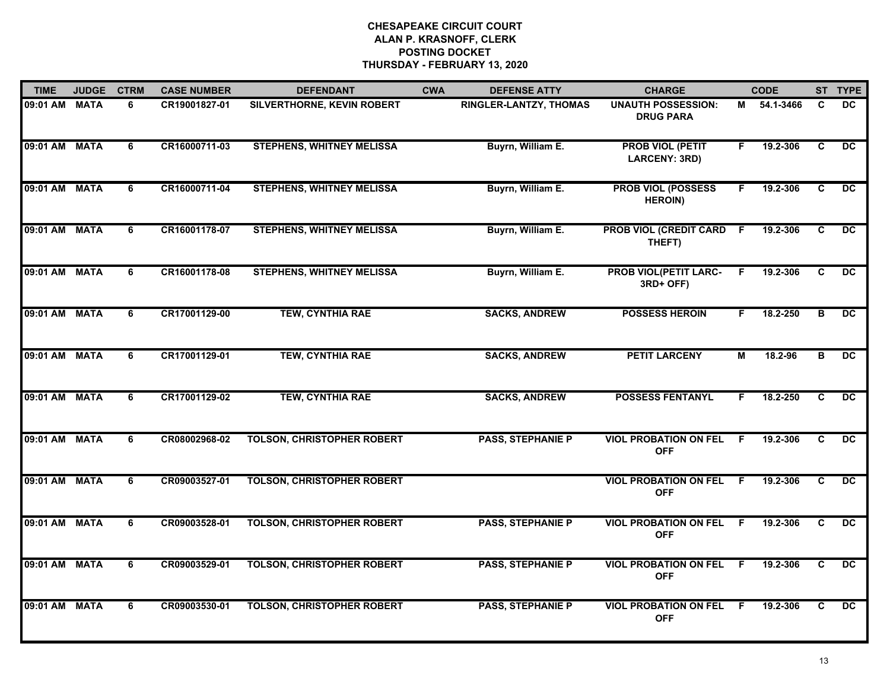**CHESAPEAKE CIRCUIT COURT**
**ALAN P. KRASNOFF, CLERK**
**POSTING DOCKET**
**THURSDAY - FEBRUARY 13, 2020**

| TIME | JUDGE | CTRM | CASE NUMBER | DEFENDANT | CWA | DEFENSE ATTY | CHARGE | | CODE | ST | TYPE |
|---|---|---|---|---|---|---|---|---|---|---|---|
| 09:01 AM | MATA | 6 | CR19001827-01 | SILVERTHORNE, KEVIN ROBERT | | RINGLER-LANTZY, THOMAS | UNAUTH POSSESSION: DRUG PARA | M | 54.1-3466 | C | DC |
| 09:01 AM | MATA | 6 | CR16000711-03 | STEPHENS, WHITNEY MELISSA | | Buyrn, William E. | PROB VIOL (PETIT LARCENY: 3RD) | F | 19.2-306 | C | DC |
| 09:01 AM | MATA | 6 | CR16000711-04 | STEPHENS, WHITNEY MELISSA | | Buyrn, William E. | PROB VIOL (POSSESS HEROIN) | F | 19.2-306 | C | DC |
| 09:01 AM | MATA | 6 | CR16001178-07 | STEPHENS, WHITNEY MELISSA | | Buyrn, William E. | PROB VIOL (CREDIT CARD THEFT) | F | 19.2-306 | C | DC |
| 09:01 AM | MATA | 6 | CR16001178-08 | STEPHENS, WHITNEY MELISSA | | Buyrn, William E. | PROB VIOL(PETIT LARC-3RD+ OFF) | F | 19.2-306 | C | DC |
| 09:01 AM | MATA | 6 | CR17001129-00 | TEW, CYNTHIA RAE | | SACKS, ANDREW | POSSESS HEROIN | F | 18.2-250 | B | DC |
| 09:01 AM | MATA | 6 | CR17001129-01 | TEW, CYNTHIA RAE | | SACKS, ANDREW | PETIT LARCENY | M | 18.2-96 | B | DC |
| 09:01 AM | MATA | 6 | CR17001129-02 | TEW, CYNTHIA RAE | | SACKS, ANDREW | POSSESS FENTANYL | F | 18.2-250 | C | DC |
| 09:01 AM | MATA | 6 | CR08002968-02 | TOLSON, CHRISTOPHER ROBERT | | PASS, STEPHANIE P | VIOL PROBATION ON FEL OFF | F | 19.2-306 | C | DC |
| 09:01 AM | MATA | 6 | CR09003527-01 | TOLSON, CHRISTOPHER ROBERT | | | VIOL PROBATION ON FEL OFF | F | 19.2-306 | C | DC |
| 09:01 AM | MATA | 6 | CR09003528-01 | TOLSON, CHRISTOPHER ROBERT | | PASS, STEPHANIE P | VIOL PROBATION ON FEL OFF | F | 19.2-306 | C | DC |
| 09:01 AM | MATA | 6 | CR09003529-01 | TOLSON, CHRISTOPHER ROBERT | | PASS, STEPHANIE P | VIOL PROBATION ON FEL OFF | F | 19.2-306 | C | DC |
| 09:01 AM | MATA | 6 | CR09003530-01 | TOLSON, CHRISTOPHER ROBERT | | PASS, STEPHANIE P | VIOL PROBATION ON FEL OFF | F | 19.2-306 | C | DC |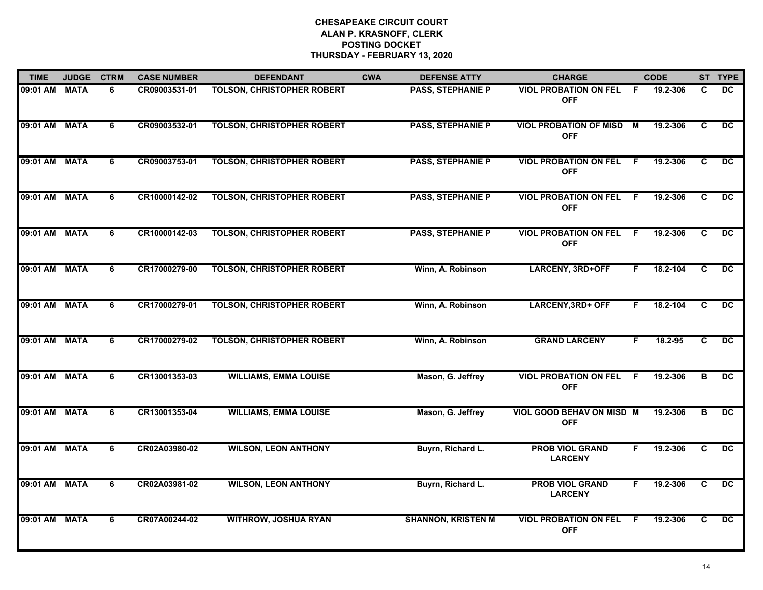**CHESAPEAKE CIRCUIT COURT**
**ALAN P. KRASNOFF, CLERK**
**POSTING DOCKET**
**THURSDAY - FEBRUARY 13, 2020**

| TIME | JUDGE | CTRM | CASE NUMBER | DEFENDANT | CWA | DEFENSE ATTY | CHARGE | | CODE | ST | TYPE |
|---|---|---|---|---|---|---|---|---|---|---|---|
| 09:01 AM | MATA | 6 | CR09003531-01 | TOLSON, CHRISTOPHER ROBERT | | PASS, STEPHANIE P | VIOL PROBATION ON FEL OFF | F | 19.2-306 | C | DC |
| 09:01 AM | MATA | 6 | CR09003532-01 | TOLSON, CHRISTOPHER ROBERT | | PASS, STEPHANIE P | VIOL PROBATION OF MISD OFF | M | 19.2-306 | C | DC |
| 09:01 AM | MATA | 6 | CR09003753-01 | TOLSON, CHRISTOPHER ROBERT | | PASS, STEPHANIE P | VIOL PROBATION ON FEL OFF | F | 19.2-306 | C | DC |
| 09:01 AM | MATA | 6 | CR10000142-02 | TOLSON, CHRISTOPHER ROBERT | | PASS, STEPHANIE P | VIOL PROBATION ON FEL OFF | F | 19.2-306 | C | DC |
| 09:01 AM | MATA | 6 | CR10000142-03 | TOLSON, CHRISTOPHER ROBERT | | PASS, STEPHANIE P | VIOL PROBATION ON FEL OFF | F | 19.2-306 | C | DC |
| 09:01 AM | MATA | 6 | CR17000279-00 | TOLSON, CHRISTOPHER ROBERT | | Winn, A. Robinson | LARCENY, 3RD+OFF | F | 18.2-104 | C | DC |
| 09:01 AM | MATA | 6 | CR17000279-01 | TOLSON, CHRISTOPHER ROBERT | | Winn, A. Robinson | LARCENY,3RD+ OFF | F | 18.2-104 | C | DC |
| 09:01 AM | MATA | 6 | CR17000279-02 | TOLSON, CHRISTOPHER ROBERT | | Winn, A. Robinson | GRAND LARCENY | F | 18.2-95 | C | DC |
| 09:01 AM | MATA | 6 | CR13001353-03 | WILLIAMS, EMMA LOUISE | | Mason, G. Jeffrey | VIOL PROBATION ON FEL OFF | F | 19.2-306 | B | DC |
| 09:01 AM | MATA | 6 | CR13001353-04 | WILLIAMS, EMMA LOUISE | | Mason, G. Jeffrey | VIOL GOOD BEHAV ON MISD OFF | M | 19.2-306 | B | DC |
| 09:01 AM | MATA | 6 | CR02A03980-02 | WILSON, LEON ANTHONY | | Buyrn, Richard L. | PROB VIOL GRAND LARCENY | F | 19.2-306 | C | DC |
| 09:01 AM | MATA | 6 | CR02A03981-02 | WILSON, LEON ANTHONY | | Buyrn, Richard L. | PROB VIOL GRAND LARCENY | F | 19.2-306 | C | DC |
| 09:01 AM | MATA | 6 | CR07A00244-02 | WITHROW, JOSHUA RYAN | | SHANNON, KRISTEN M | VIOL PROBATION ON FEL OFF | F | 19.2-306 | C | DC |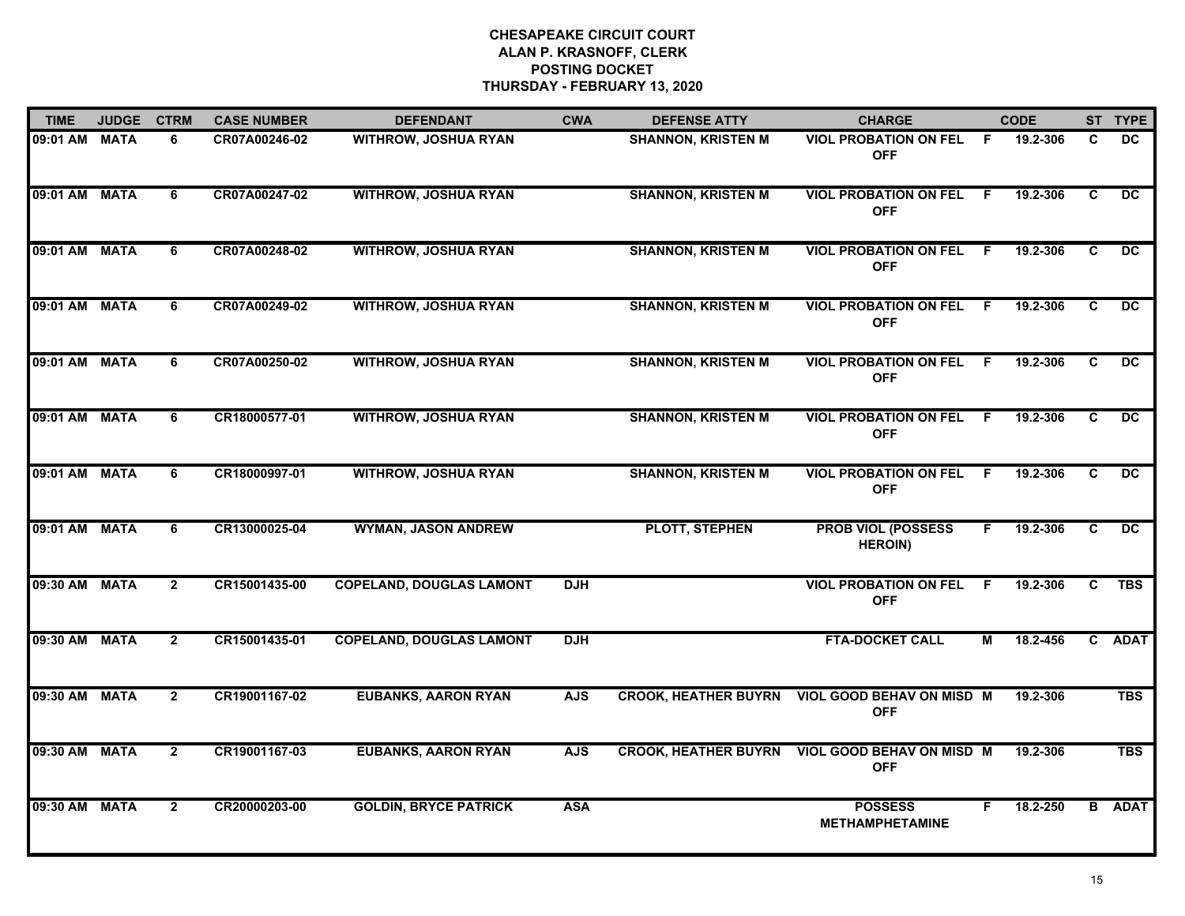# CHESAPEAKE CIRCUIT COURT
## ALAN P. KRASNOFF, CLERK
## POSTING DOCKET
## THURSDAY - FEBRUARY 13, 2020

| TIME | JUDGE | CTRM | CASE NUMBER | DEFENDANT | CWA | DEFENSE ATTY | CHARGE | | CODE | ST | TYPE |
|---|---|---|---|---|---|---|---|---|---|---|---|
| 09:01 AM | MATA | 6 | CR07A00246-02 | WITHROW, JOSHUA RYAN | | SHANNON, KRISTEN M | VIOL PROBATION ON FEL OFF | F | 19.2-306 | C | DC |
| 09:01 AM | MATA | 6 | CR07A00247-02 | WITHROW, JOSHUA RYAN | | SHANNON, KRISTEN M | VIOL PROBATION ON FEL OFF | F | 19.2-306 | C | DC |
| 09:01 AM | MATA | 6 | CR07A00248-02 | WITHROW, JOSHUA RYAN | | SHANNON, KRISTEN M | VIOL PROBATION ON FEL OFF | F | 19.2-306 | C | DC |
| 09:01 AM | MATA | 6 | CR07A00249-02 | WITHROW, JOSHUA RYAN | | SHANNON, KRISTEN M | VIOL PROBATION ON FEL OFF | F | 19.2-306 | C | DC |
| 09:01 AM | MATA | 6 | CR07A00250-02 | WITHROW, JOSHUA RYAN | | SHANNON, KRISTEN M | VIOL PROBATION ON FEL OFF | F | 19.2-306 | C | DC |
| 09:01 AM | MATA | 6 | CR18000577-01 | WITHROW, JOSHUA RYAN | | SHANNON, KRISTEN M | VIOL PROBATION ON FEL OFF | F | 19.2-306 | C | DC |
| 09:01 AM | MATA | 6 | CR18000997-01 | WITHROW, JOSHUA RYAN | | SHANNON, KRISTEN M | VIOL PROBATION ON FEL OFF | F | 19.2-306 | C | DC |
| 09:01 AM | MATA | 6 | CR13000025-04 | WYMAN, JASON ANDREW | | PLOTT, STEPHEN | PROB VIOL (POSSESS HEROIN) | F | 19.2-306 | C | DC |
| 09:30 AM | MATA | 2 | CR15001435-00 | COPELAND, DOUGLAS LAMONT | DJH | | VIOL PROBATION ON FEL OFF | F | 19.2-306 | C | TBS |
| 09:30 AM | MATA | 2 | CR15001435-01 | COPELAND, DOUGLAS LAMONT | DJH | | FTA-DOCKET CALL | M | 18.2-456 | C | ADAT |
| 09:30 AM | MATA | 2 | CR19001167-02 | EUBANKS, AARON RYAN | AJS | CROOK, HEATHER BUYRN | VIOL GOOD BEHAV ON MISD OFF | M | 19.2-306 | | TBS |
| 09:30 AM | MATA | 2 | CR19001167-03 | EUBANKS, AARON RYAN | AJS | CROOK, HEATHER BUYRN | VIOL GOOD BEHAV ON MISD OFF | M | 19.2-306 | | TBS |
| 09:30 AM | MATA | 2 | CR20000203-00 | GOLDIN, BRYCE PATRICK | ASA | | POSSESS METHAMPHETAMINE | F | 18.2-250 | B | ADAT |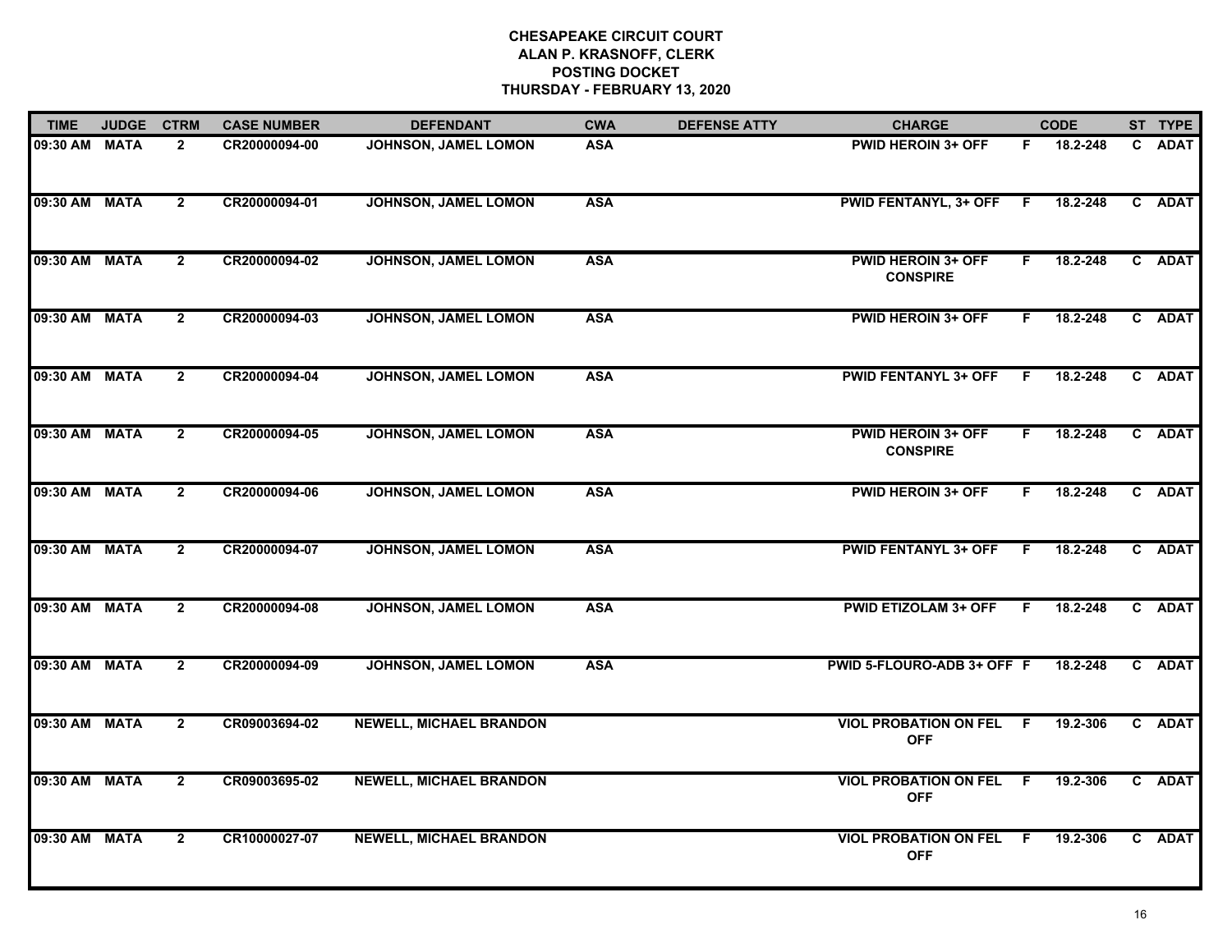**CHESAPEAKE CIRCUIT COURT**
**ALAN P. KRASNOFF, CLERK**
**POSTING DOCKET**
**THURSDAY - FEBRUARY 13, 2020**

| TIME | JUDGE | CTRM | CASE NUMBER | DEFENDANT | CWA | DEFENSE ATTY | CHARGE | | CODE | ST | TYPE |
|---|---|---|---|---|---|---|---|---|---|---|---|
| 09:30 AM | MATA | 2 | CR20000094-00 | JOHNSON, JAMEL LOMON | ASA | | PWID HEROIN 3+ OFF | F | 18.2-248 | C | ADAT |
| 09:30 AM | MATA | 2 | CR20000094-01 | JOHNSON, JAMEL LOMON | ASA | | PWID FENTANYL, 3+ OFF | F | 18.2-248 | C | ADAT |
| 09:30 AM | MATA | 2 | CR20000094-02 | JOHNSON, JAMEL LOMON | ASA | | PWID HEROIN 3+ OFF CONSPIRE | F | 18.2-248 | C | ADAT |
| 09:30 AM | MATA | 2 | CR20000094-03 | JOHNSON, JAMEL LOMON | ASA | | PWID HEROIN 3+ OFF | F | 18.2-248 | C | ADAT |
| 09:30 AM | MATA | 2 | CR20000094-04 | JOHNSON, JAMEL LOMON | ASA | | PWID FENTANYL 3+ OFF | F | 18.2-248 | C | ADAT |
| 09:30 AM | MATA | 2 | CR20000094-05 | JOHNSON, JAMEL LOMON | ASA | | PWID HEROIN 3+ OFF CONSPIRE | F | 18.2-248 | C | ADAT |
| 09:30 AM | MATA | 2 | CR20000094-06 | JOHNSON, JAMEL LOMON | ASA | | PWID HEROIN 3+ OFF | F | 18.2-248 | C | ADAT |
| 09:30 AM | MATA | 2 | CR20000094-07 | JOHNSON, JAMEL LOMON | ASA | | PWID FENTANYL 3+ OFF | F | 18.2-248 | C | ADAT |
| 09:30 AM | MATA | 2 | CR20000094-08 | JOHNSON, JAMEL LOMON | ASA | | PWID ETIZOLAM 3+ OFF | F | 18.2-248 | C | ADAT |
| 09:30 AM | MATA | 2 | CR20000094-09 | JOHNSON, JAMEL LOMON | ASA | | PWID 5-FLOURO-ADB 3+ OFF | F | 18.2-248 | C | ADAT |
| 09:30 AM | MATA | 2 | CR09003694-02 | NEWELL, MICHAEL BRANDON | | | VIOL PROBATION ON FEL OFF | F | 19.2-306 | C | ADAT |
| 09:30 AM | MATA | 2 | CR09003695-02 | NEWELL, MICHAEL BRANDON | | | VIOL PROBATION ON FEL OFF | F | 19.2-306 | C | ADAT |
| 09:30 AM | MATA | 2 | CR10000027-07 | NEWELL, MICHAEL BRANDON | | | VIOL PROBATION ON FEL OFF | F | 19.2-306 | C | ADAT |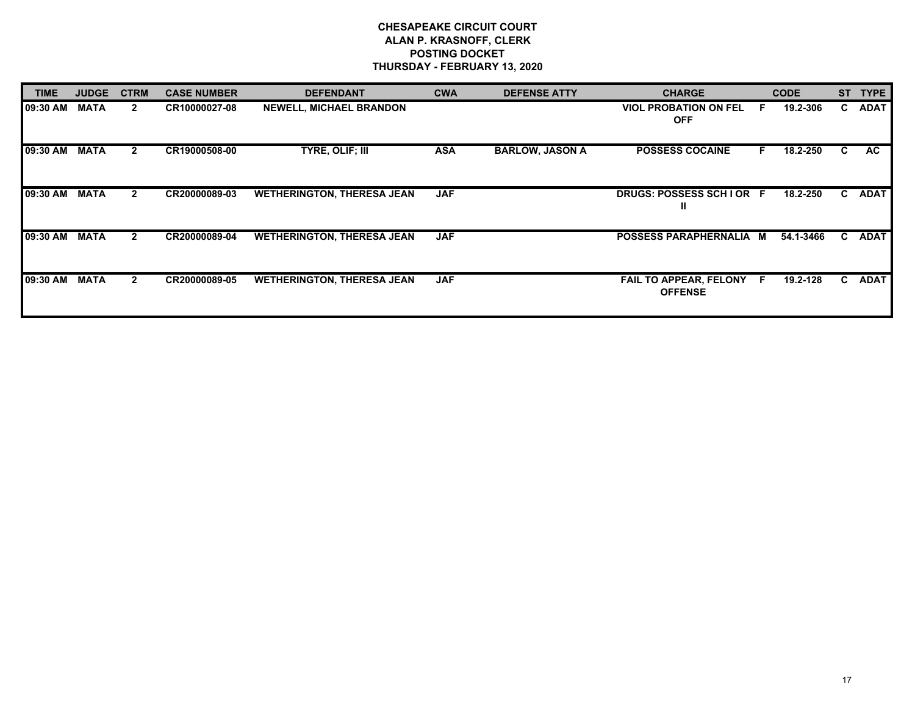**CHESAPEAKE CIRCUIT COURT**
**ALAN P. KRASNOFF, CLERK**
**POSTING DOCKET**
**THURSDAY - FEBRUARY 13, 2020**

| TIME | JUDGE | CTRM | CASE NUMBER | DEFENDANT | CWA | DEFENSE ATTY | CHARGE | | CODE | ST | TYPE |
|---|---|---|---|---|---|---|---|---|---|---|---|
| 09:30 AM | MATA | 2 | CR10000027-08 | NEWELL, MICHAEL BRANDON | | | VIOL PROBATION ON FEL OFF | F | 19.2-306 | C | ADAT |
| 09:30 AM | MATA | 2 | CR19000508-00 | TYRE, OLIF; III | ASA | BARLOW, JASON A | POSSESS COCAINE | F | 18.2-250 | C | AC |
| 09:30 AM | MATA | 2 | CR20000089-03 | WETHERINGTON, THERESA JEAN | JAF | | DRUGS: POSSESS SCH I OR II | F | 18.2-250 | C | ADAT |
| 09:30 AM | MATA | 2 | CR20000089-04 | WETHERINGTON, THERESA JEAN | JAF | | POSSESS PARAPHERNALIA | M | 54.1-3466 | C | ADAT |
| 09:30 AM | MATA | 2 | CR20000089-05 | WETHERINGTON, THERESA JEAN | JAF | | FAIL TO APPEAR, FELONY OFFENSE | F | 19.2-128 | C | ADAT |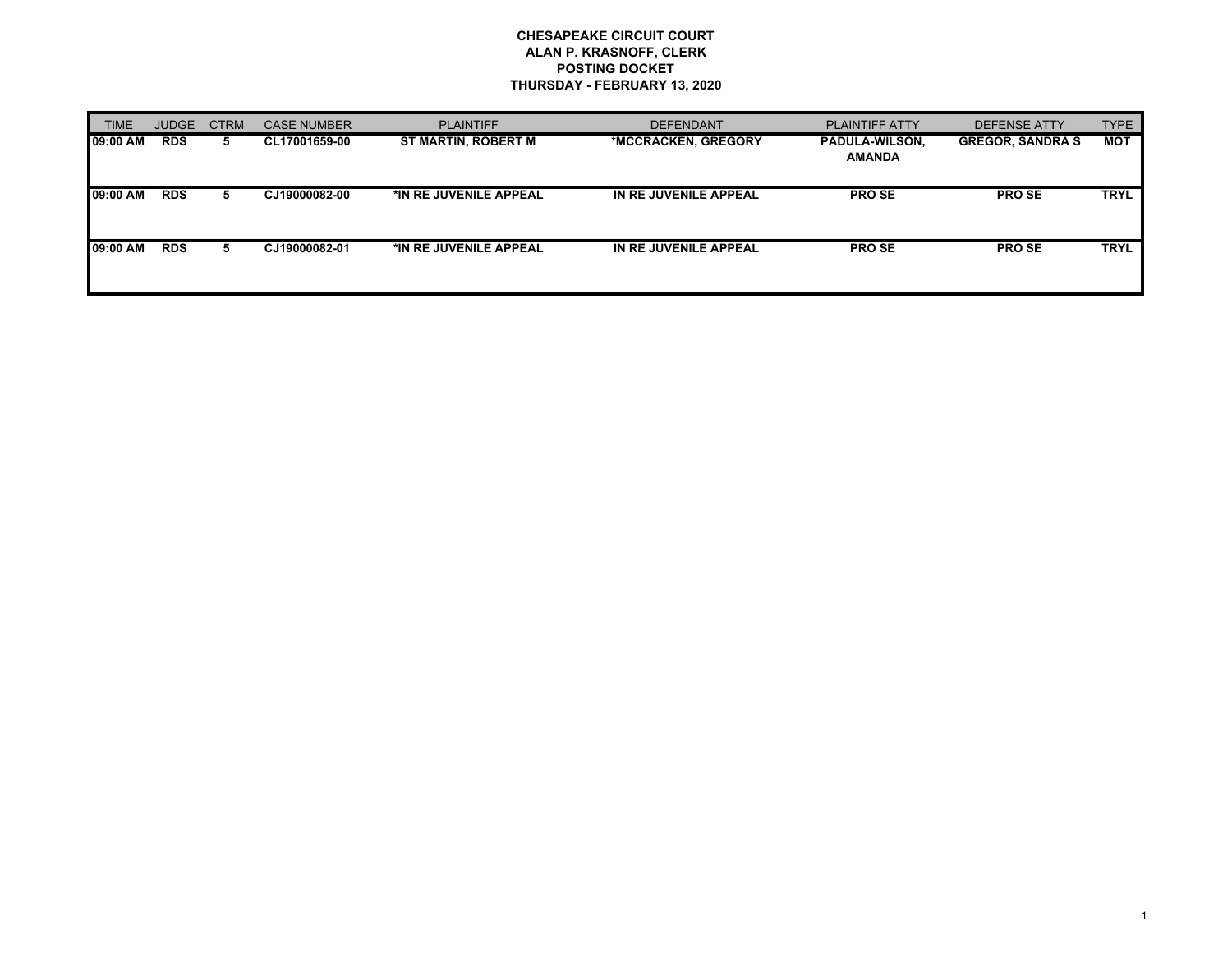**CHESAPEAKE CIRCUIT COURT**
**ALAN P. KRASNOFF, CLERK**
**POSTING DOCKET**
**THURSDAY - FEBRUARY 13, 2020**

| TIME | JUDGE | CTRM | CASE NUMBER | PLAINTIFF | DEFENDANT | PLAINTIFF ATTY | DEFENSE ATTY | TYPE |
|---|---|---|---|---|---|---|---|---|
| **09:00 AM** | **RDS** | **5** | **CL17001659-00** | **ST MARTIN, ROBERT M** | ***MCCRACKEN, GREGORY** | **PADULA-WILSON, AMANDA** | **GREGOR, SANDRA S** | **MOT** |
| **09:00 AM** | **RDS** | **5** | **CJ19000082-00** | ***IN RE JUVENILE APPEAL** | **IN RE JUVENILE APPEAL** | **PRO SE** | **PRO SE** | **TRYL** |
| **09:00 AM** | **RDS** | **5** | **CJ19000082-01** | ***IN RE JUVENILE APPEAL** | **IN RE JUVENILE APPEAL** | **PRO SE** | **PRO SE** | **TRYL** |